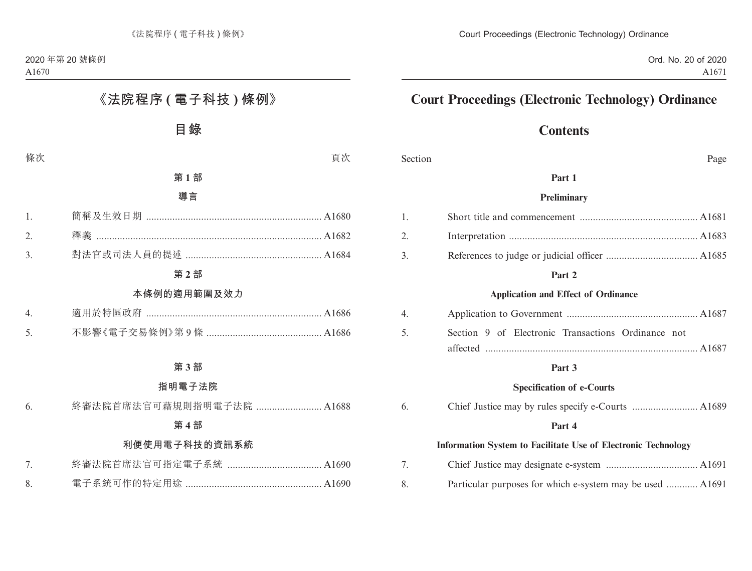# 《法院程序 ( 電子科技 ) 條例》

## 目錄

| 條次 | | 頁次 |
|---|---|---|
| | **第 1 部** | |
| | **導言** | |
| 1. | 簡稱及生效日期 | A1680 |
| 2. | 釋義 | A1682 |
| 3. | 對法官或司法人員的提述 | A1684 |
| | **第 2 部** | |
| | **本條例的適用範圍及效力** | |
| 4. | 適用於特區政府 | A1686 |
| 5. | 不影響《電子交易條例》第 9 條 | A1686 |
| | **第 3 部** | |
| | **指明電子法院** | |
| 6. | 終審法院首席法官可藉規則指明電子法院 | A1688 |
| | **第 4 部** | |
| | **利便使用電子科技的資訊系統** | |
| 7. | 終審法院首席法官可指定電子系統 | A1690 |
| 8. | 電子系統可作的特定用途 | A1690 |

# Court Proceedings (Electronic Technology) Ordinance

## Contents

| Section | | Page |
|---|---|---|
| | **Part 1** | |
| | **Preliminary** | |
| 1. | Short title and commencement | A1681 |
| 2. | Interpretation | A1683 |
| 3. | References to judge or judicial officer | A1685 |
| | **Part 2** | |
| | **Application and Effect of Ordinance** | |
| 4. | Application to Government | A1687 |
| 5. | Section 9 of Electronic Transactions Ordinance not affected | A1687 |
| | **Part 3** | |
| | **Specification of e-Courts** | |
| 6. | Chief Justice may by rules specify e-Courts | A1689 |
| | **Part 4** | |
| | **Information System to Facilitate Use of Electronic Technology** | |
| 7. | Chief Justice may designate e-system | A1691 |
| 8. | Particular purposes for which e-system may be used | A1691 |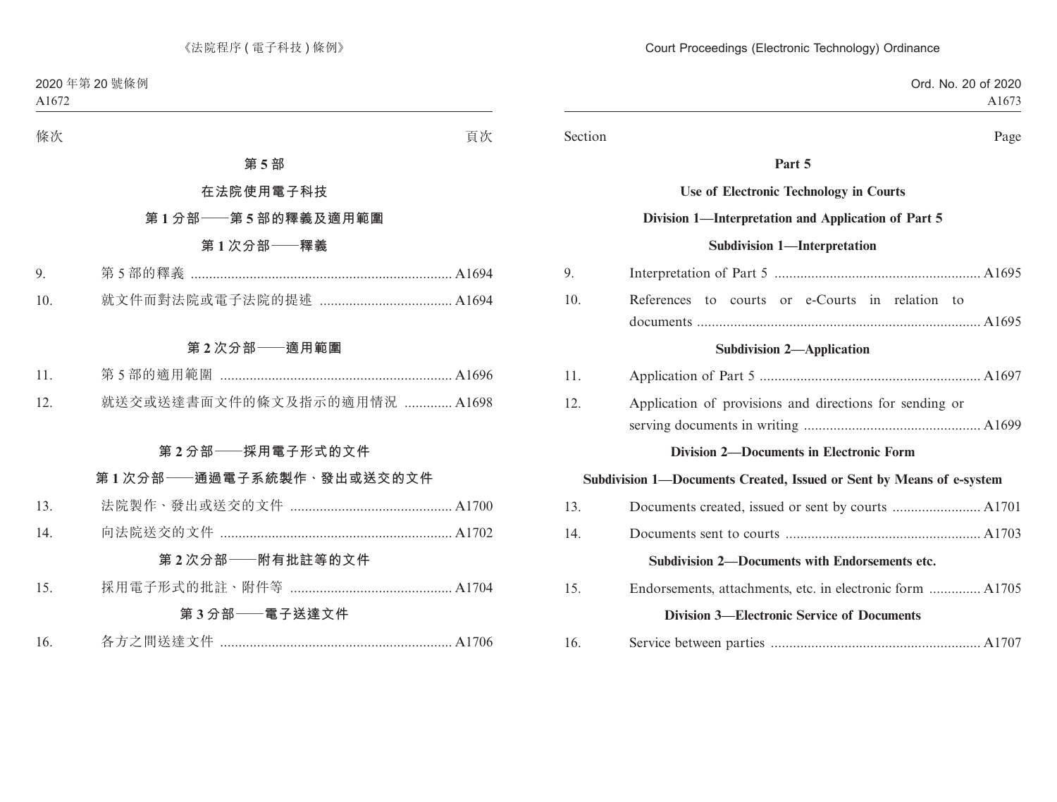條次 頁次

## 第 5 部

## 在法院使用電子科技

### 第 1 分部——第 5 部的釋義及適用範圍

#### 第 1 次分部——釋義

9. 第 5 部的釋義 ....... A1694
10. 就文件而對法院或電子法院的提述 ....... A1694

#### 第 2 次分部——適用範圍

11. 第 5 部的適用範圍 ....... A1696
12. 就送交或送達書面文件的條文及指示的適用情況 ....... A1698

### 第 2 分部——採用電子形式的文件

#### 第 1 次分部——通過電子系統製作、發出或送交的文件

13. 法院製作、發出或送交的文件 ....... A1700
14. 向法院送交的文件 ....... A1702

#### 第 2 次分部——附有批註等的文件

15. 採用電子形式的批註、附件等 ....... A1704

### 第 3 分部——電子送達文件

16. 各方之間送達文件 ....... A1706

Section Page

## Part 5

## Use of Electronic Technology in Courts

### Division 1—Interpretation and Application of Part 5

#### Subdivision 1—Interpretation

9. Interpretation of Part 5 ....... A1695
10. References to courts or e-Courts in relation to documents ....... A1695

#### Subdivision 2—Application

11. Application of Part 5 ....... A1697
12. Application of provisions and directions for sending or serving documents in writing ....... A1699

### Division 2—Documents in Electronic Form

#### Subdivision 1—Documents Created, Issued or Sent by Means of e-system

13. Documents created, issued or sent by courts ....... A1701
14. Documents sent to courts ....... A1703

#### Subdivision 2—Documents with Endorsements etc.

15. Endorsements, attachments, etc. in electronic form ....... A1705

### Division 3—Electronic Service of Documents

16. Service between parties ....... A1707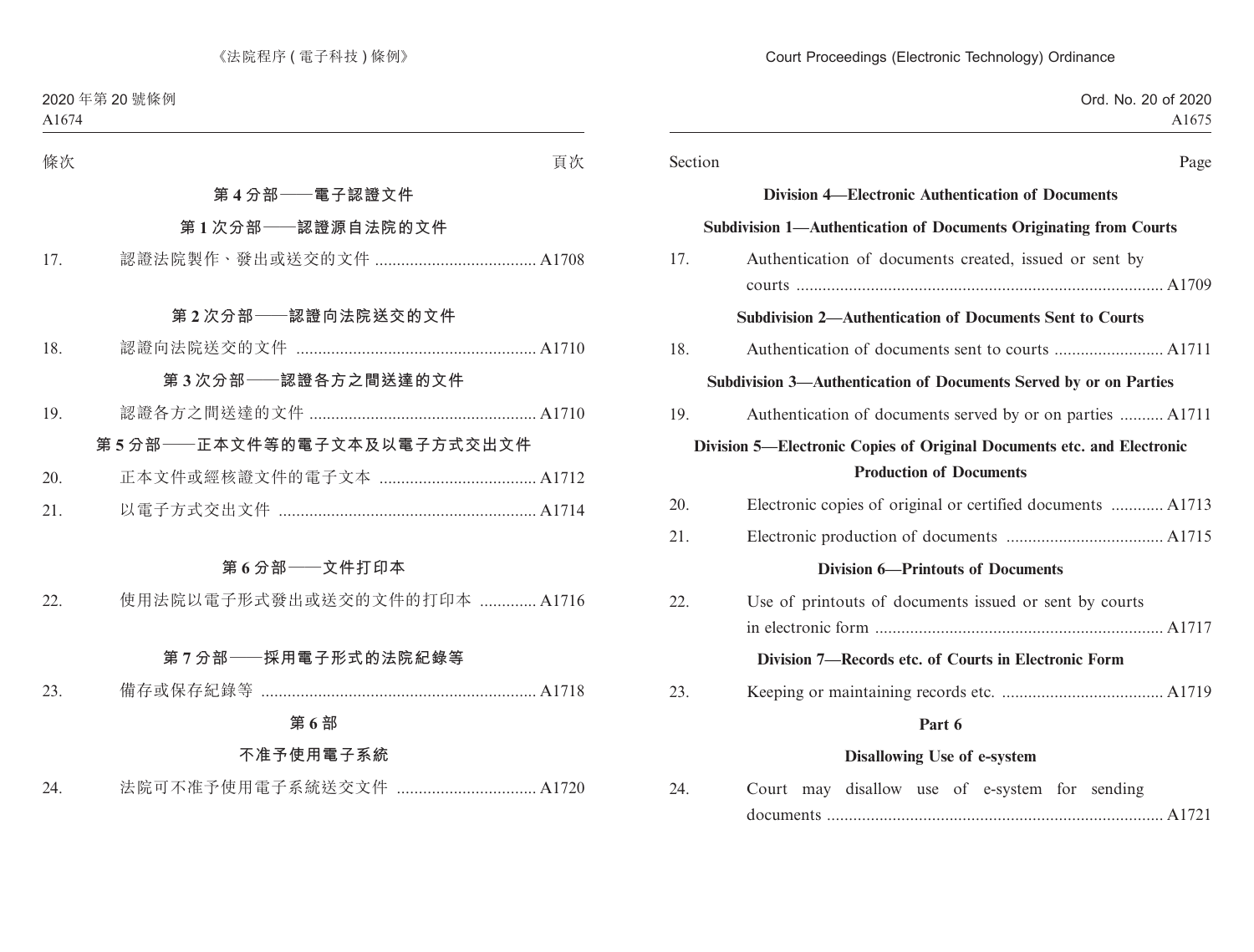條次 頁次

### 第 4 分部——電子認證文件

#### 第 1 次分部——認證源自法院的文件

17. 認證法院製作、發出或送交的文件 ..................................... A1708

#### 第 2 次分部——認證向法院送交的文件

18. 認證向法院送交的文件 ....................................................... A1710

#### 第 3 次分部——認證各方之間送達的文件

19. 認證各方之間送達的文件 .................................................... A1710

### 第 5 分部——正本文件等的電子文本及以電子方式交出文件

20. 正本文件或經核證文件的電子文本 .................................... A1712

21. 以電子方式交出文件 ........................................................... A1714

### 第 6 分部——文件打印本

22. 使用法院以電子形式發出或送交的文件的打印本 ............. A1716

### 第 7 分部——採用電子形式的法院紀錄等

23. 備存或保存紀錄等 ............................................................... A1718

## 第 6 部

## 不准予使用電子系統

24. 法院可不准予使用電子系統送交文件 ................................ A1720

Section Page

### Division 4—Electronic Authentication of Documents

#### Subdivision 1—Authentication of Documents Originating from Courts

17. Authentication of documents created, issued or sent by courts .................................................................................... A1709

#### Subdivision 2—Authentication of Documents Sent to Courts

18. Authentication of documents sent to courts ......................... A1711

#### Subdivision 3—Authentication of Documents Served by or on Parties

19. Authentication of documents served by or on parties .......... A1711

### Division 5—Electronic Copies of Original Documents etc. and Electronic Production of Documents

20. Electronic copies of original or certified documents ............ A1713

21. Electronic production of documents .................................... A1715

### Division 6—Printouts of Documents

22. Use of printouts of documents issued or sent by courts in electronic form .................................................................. A1717

### Division 7—Records etc. of Courts in Electronic Form

23. Keeping or maintaining records etc. ..................................... A1719

## Part 6

## Disallowing Use of e-system

24. Court may disallow use of e-system for sending documents ............................................................................. A1721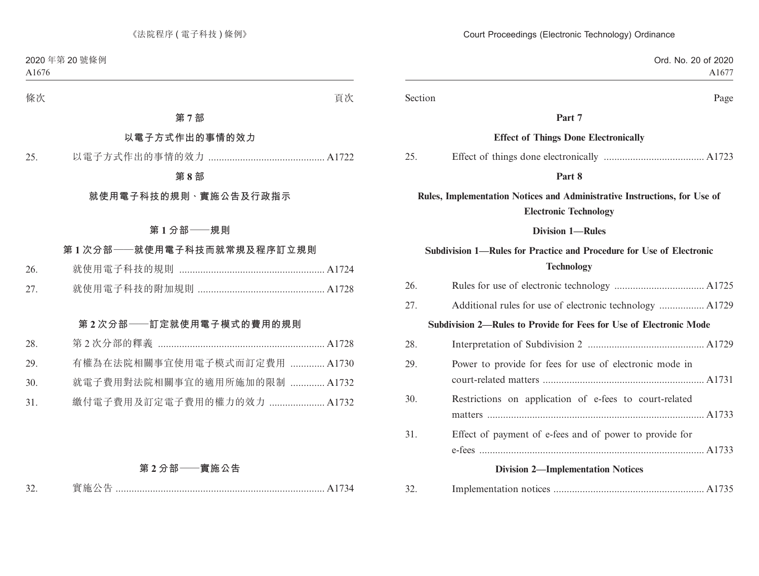條次 頁次

**第 7 部**

**以電子方式作出的事情的效力**

25. 以電子方式作出的事情的效力 ............................................ A1722

**第 8 部**

**就使用電子科技的規則、實施公告及行政指示**

**第 1 分部——規則**

**第 1 次分部——就使用電子科技而就常規及程序訂立規則**

26. 就使用電子科技的規則 ....................................................... A1724

27. 就使用電子科技的附加規則 ................................................ A1728

**第 2 次分部——訂定就使用電子模式的費用的規則**

28. 第 2 次分部的釋義 ............................................................... A1728

29. 有權為在法院相關事宜使用電子模式而訂定費用 ............. A1730

30. 就電子費用對法院相關事宜的適用所施加的限制 ............. A1732

31. 繳付電子費用及訂定電子費用的權力的效力 ..................... A1732

**第 2 分部——實施公告**

32. 實施公告 ............................................................................... A1734

Section Page

**Part 7**

**Effect of Things Done Electronically**

25. Effect of things done electronically ...................................... A1723

**Part 8**

**Rules, Implementation Notices and Administrative Instructions, for Use of Electronic Technology**

**Division 1—Rules**

**Subdivision 1—Rules for Practice and Procedure for Use of Electronic Technology**

26. Rules for use of electronic technology .................................. A1725

27. Additional rules for use of electronic technology ................. A1729

**Subdivision 2—Rules to Provide for Fees for Use of Electronic Mode**

28. Interpretation of Subdivision 2 ............................................ A1729

29. Power to provide for fees for use of electronic mode in court-related matters ............................................................ A1731

30. Restrictions on application of e-fees to court-related matters .................................................................................. A1733

31. Effect of payment of e-fees and of power to provide for e-fees ..................................................................................... A1733

**Division 2—Implementation Notices**

32. Implementation notices ......................................................... A1735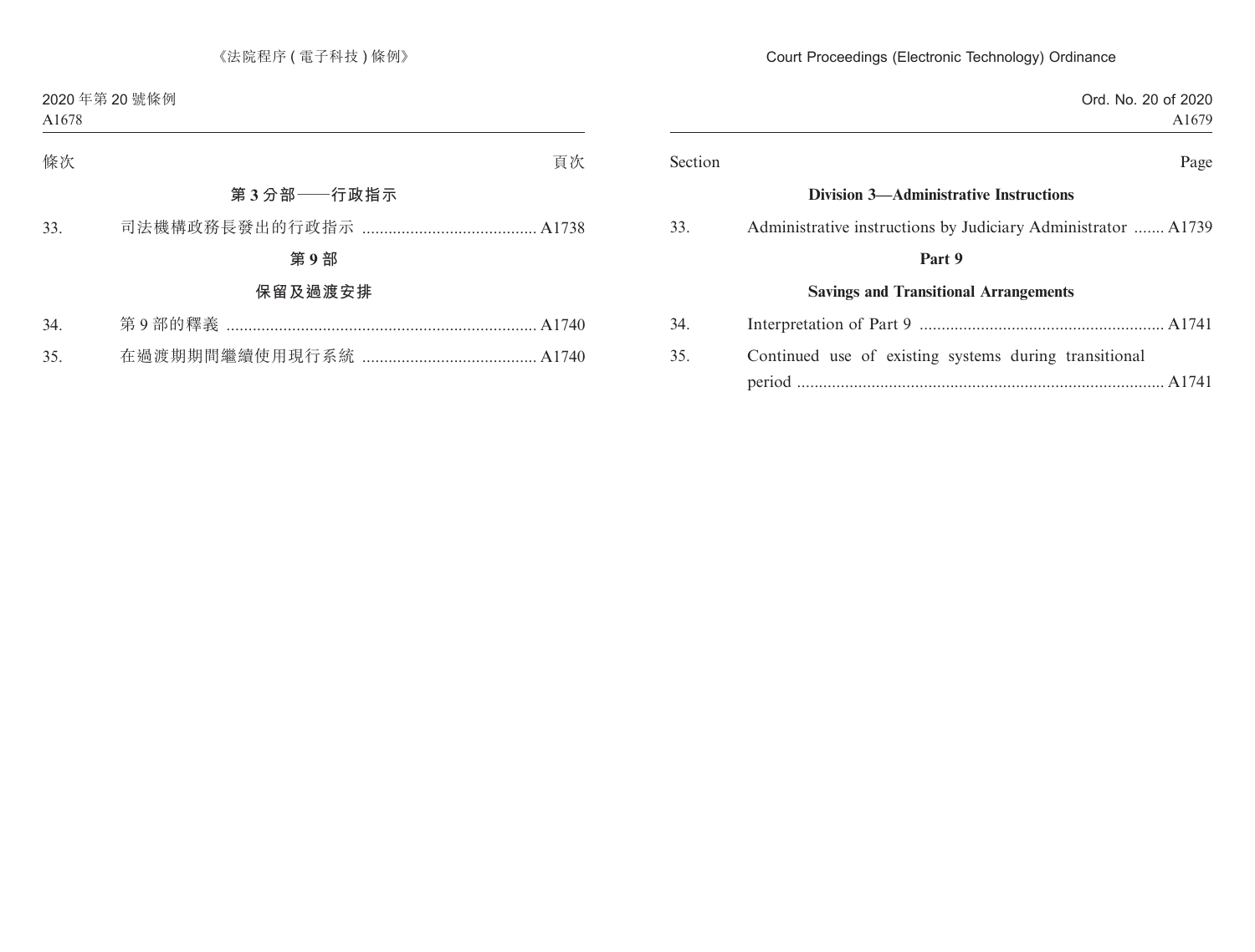| 條次 | | 頁次 |
|---|---|---|
| | **第 3 分部——行政指示** | |
| 33. | 司法機構政務長發出的行政指示 | A1738 |
| | **第 9 部** | |
| | **保留及過渡安排** | |
| 34. | 第 9 部的釋義 | A1740 |
| 35. | 在過渡期期間繼續使用現行系統 | A1740 |

| Section | | Page |
|---|---|---|
| | **Division 3—Administrative Instructions** | |
| 33. | Administrative instructions by Judiciary Administrator | A1739 |
| | **Part 9** | |
| | **Savings and Transitional Arrangements** | |
| 34. | Interpretation of Part 9 | A1741 |
| 35. | Continued use of existing systems during transitional period | A1741 |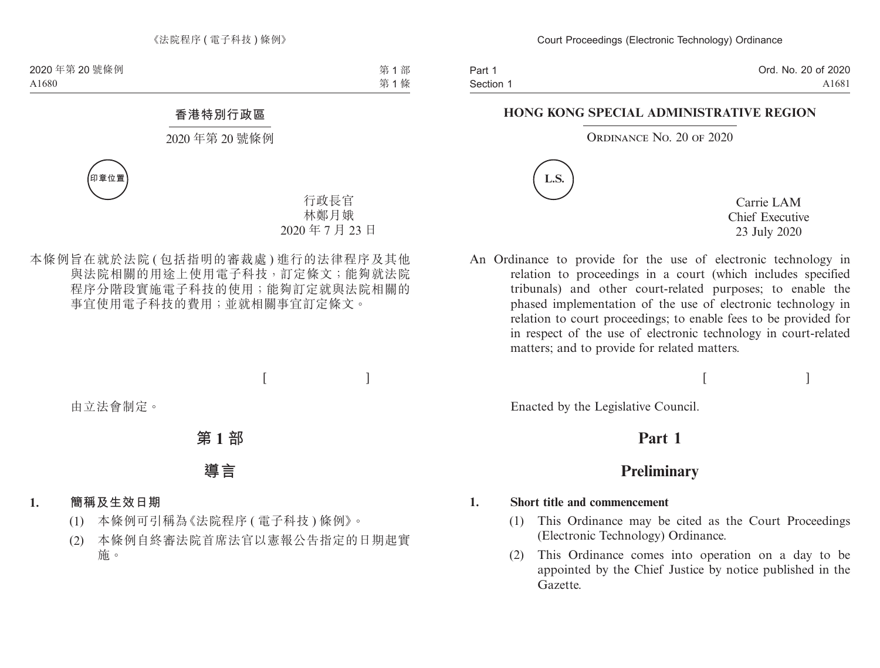# 香港特別行政區

## 2020 年第 20 號條例

印章位置

行政長官
林鄭月娥
2020 年 7 月 23 日

本條例旨在就於法院 ( 包括指明的審裁處 ) 進行的法律程序及其他與法院相關的用途上使用電子科技，訂定條文；能夠就法院程序分階段實施電子科技的使用；能夠訂定就與法院相關的事宜使用電子科技的費用；並就相關事宜訂定條文。

[ ]

由立法會制定。

## 第 1 部

## 導言

**1. 簡稱及生效日期**

(1) 本條例可引稱為《法院程序 ( 電子科技 ) 條例》。

(2) 本條例自終審法院首席法官以憲報公告指定的日期起實施。

# HONG KONG SPECIAL ADMINISTRATIVE REGION

## Ordinance No. 20 of 2020

L.S.

Carrie LAM
Chief Executive
23 July 2020

An Ordinance to provide for the use of electronic technology in relation to proceedings in a court (which includes specified tribunals) and other court-related purposes; to enable the phased implementation of the use of electronic technology in relation to court proceedings; to enable fees to be provided for in respect of the use of electronic technology in court-related matters; and to provide for related matters.

[ ]

Enacted by the Legislative Council.

## Part 1

## Preliminary

**1. Short title and commencement**

(1) This Ordinance may be cited as the Court Proceedings (Electronic Technology) Ordinance.

(2) This Ordinance comes into operation on a day to be appointed by the Chief Justice by notice published in the Gazette.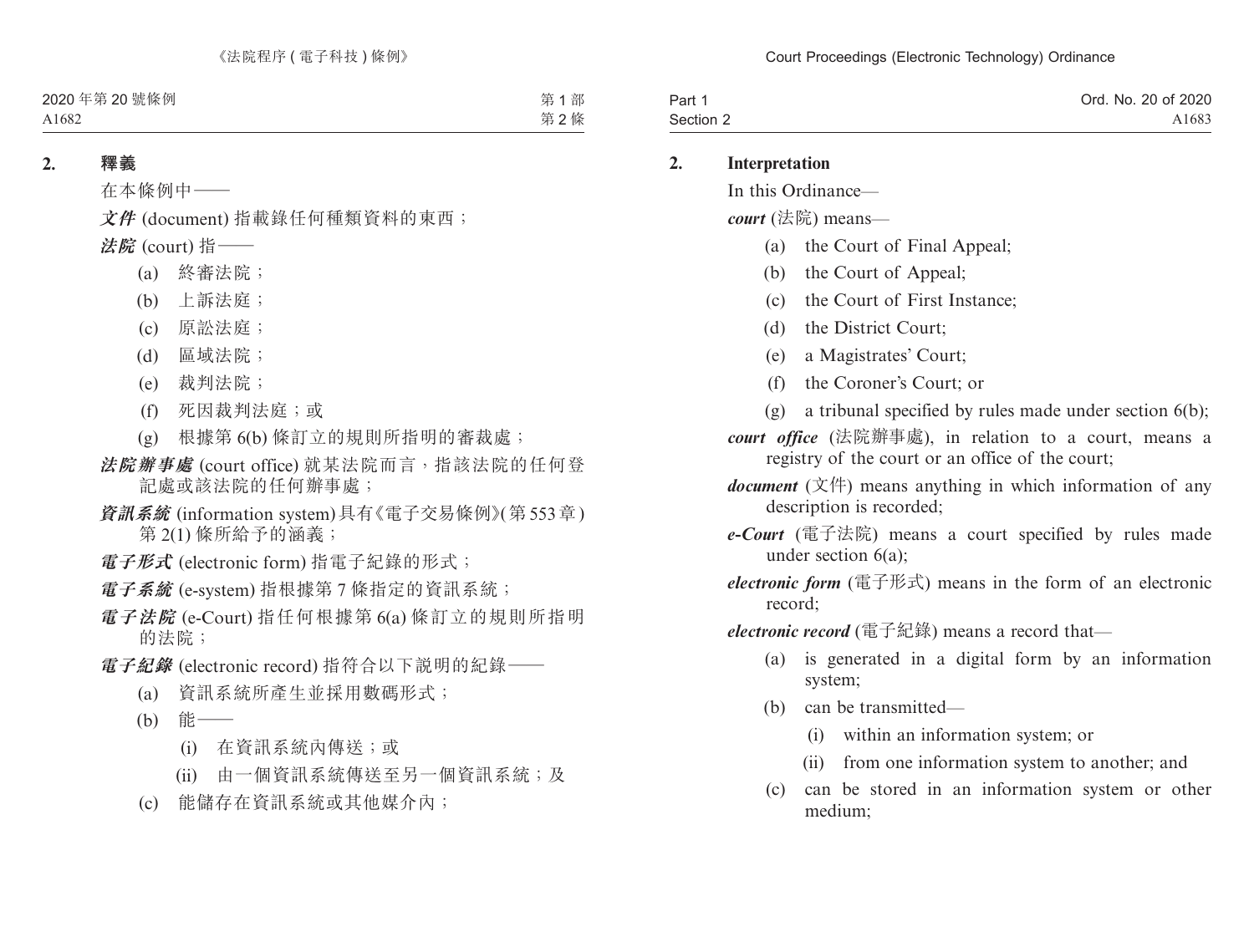## 2. 釋義

在本條例中——

***文件*** (document) 指載錄任何種類資料的東西；

***法院*** (court) 指——

(a) 終審法院；

(b) 上訴法庭；

(c) 原訟法庭；

(d) 區域法院；

(e) 裁判法院；

(f) 死因裁判法庭；或

(g) 根據第 6(b) 條訂立的規則所指明的審裁處；

***法院辦事處*** (court office) 就某法院而言，指該法院的任何登記處或該法院的任何辦事處；

***資訊系統*** (information system) 具有《電子交易條例》(第 553 章) 第 2(1) 條所給予的涵義；

***電子形式*** (electronic form) 指電子紀錄的形式；

***電子系統*** (e-system) 指根據第 7 條指定的資訊系統；

***電子法院*** (e-Court) 指任何根據第 6(a) 條訂立的規則所指明的法院；

***電子紀錄*** (electronic record) 指符合以下說明的紀錄——

(a) 資訊系統所產生並採用數碼形式；

(b) 能——

(i) 在資訊系統內傳送；或

(ii) 由一個資訊系統傳送至另一個資訊系統；及

(c) 能儲存在資訊系統或其他媒介內；

## 2. Interpretation

In this Ordinance—

***court*** (法院) means—

(a) the Court of Final Appeal;

(b) the Court of Appeal;

(c) the Court of First Instance;

(d) the District Court;

(e) a Magistrates' Court;

(f) the Coroner's Court; or

(g) a tribunal specified by rules made under section 6(b);

***court office*** (法院辦事處), in relation to a court, means a registry of the court or an office of the court;

***document*** (文件) means anything in which information of any description is recorded;

***e-Court*** (電子法院) means a court specified by rules made under section 6(a);

***electronic form*** (電子形式) means in the form of an electronic record;

***electronic record*** (電子紀錄) means a record that—

(a) is generated in a digital form by an information system;

(b) can be transmitted—

(i) within an information system; or

(ii) from one information system to another; and

(c) can be stored in an information system or other medium;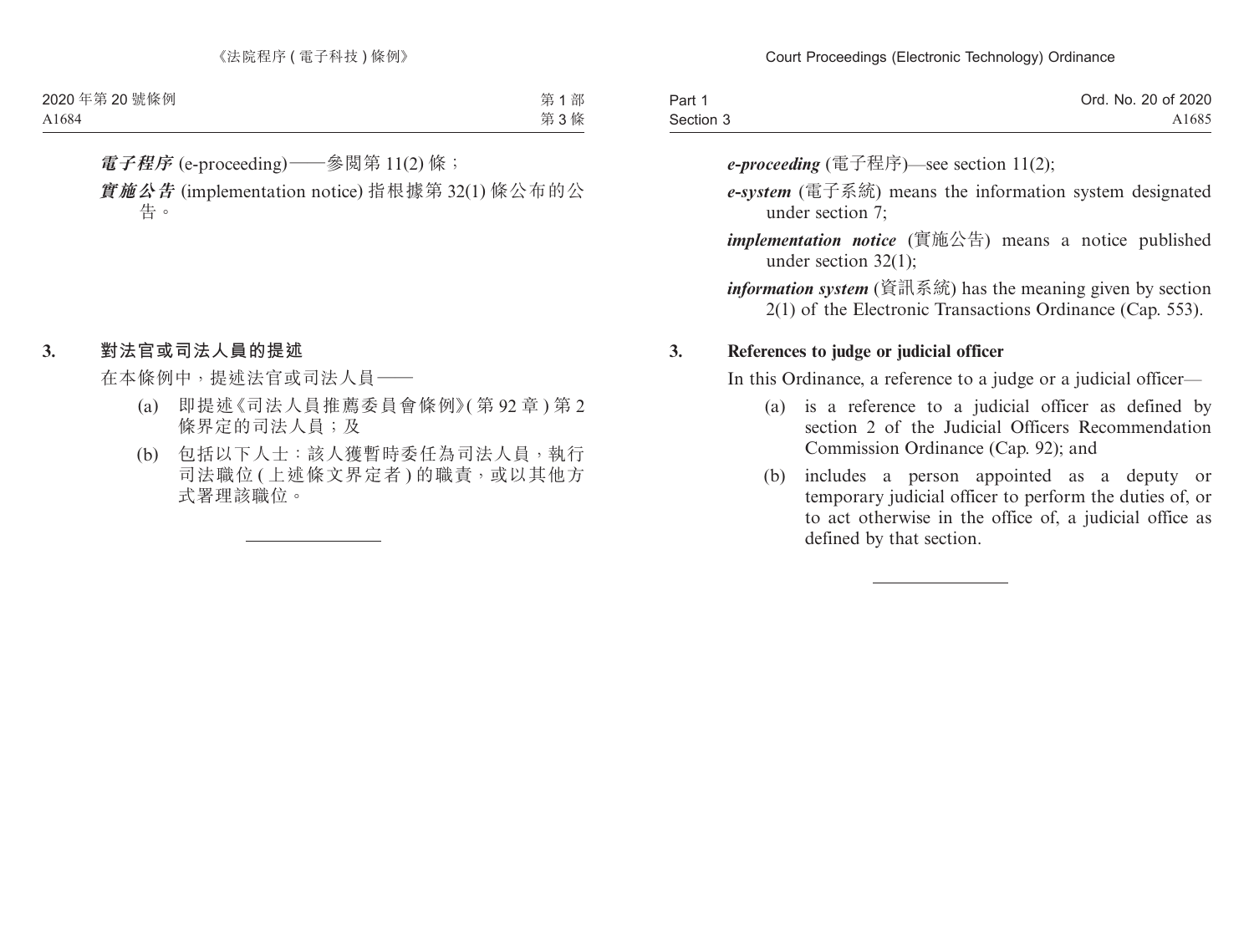***電子程序*** (e-proceeding)——參閱第 11(2) 條；

***實施公告*** (implementation notice) 指根據第 32(1) 條公布的公告。

## 3. 對法官或司法人員的提述

在本條例中，提述法官或司法人員——

(a) 即提述《司法人員推薦委員會條例》(第 92 章) 第 2 條界定的司法人員；及

(b) 包括以下人士：該人獲暫時委任為司法人員，執行司法職位 (上述條文界定者) 的職責，或以其他方式署理該職位。

---

***e-proceeding*** (電子程序)—see section 11(2);

***e-system*** (電子系統) means the information system designated under section 7;

***implementation notice*** (實施公告) means a notice published under section 32(1);

***information system*** (資訊系統) has the meaning given by section 2(1) of the Electronic Transactions Ordinance (Cap. 553).

## 3. References to judge or judicial officer

In this Ordinance, a reference to a judge or a judicial officer—

(a) is a reference to a judicial officer as defined by section 2 of the Judicial Officers Recommendation Commission Ordinance (Cap. 92); and

(b) includes a person appointed as a deputy or temporary judicial officer to perform the duties of, or to act otherwise in the office of, a judicial office as defined by that section.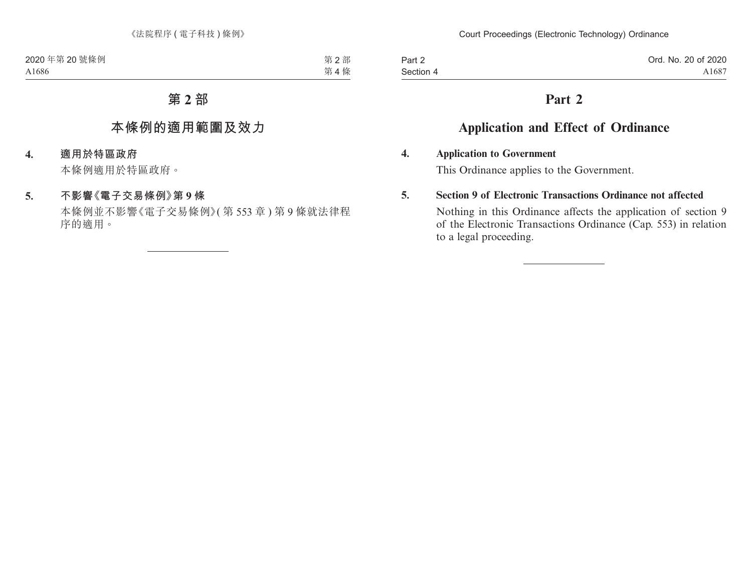# 第 2 部

## 本條例的適用範圍及效力

**4. 適用於特區政府**

本條例適用於特區政府。

**5. 不影響《電子交易條例》第 9 條**

本條例並不影響《電子交易條例》( 第 553 章 ) 第 9 條就法律程序的適用。

# Part 2

## Application and Effect of Ordinance

**4. Application to Government**

This Ordinance applies to the Government.

**5. Section 9 of Electronic Transactions Ordinance not affected**

Nothing in this Ordinance affects the application of section 9 of the Electronic Transactions Ordinance (Cap. 553) in relation to a legal proceeding.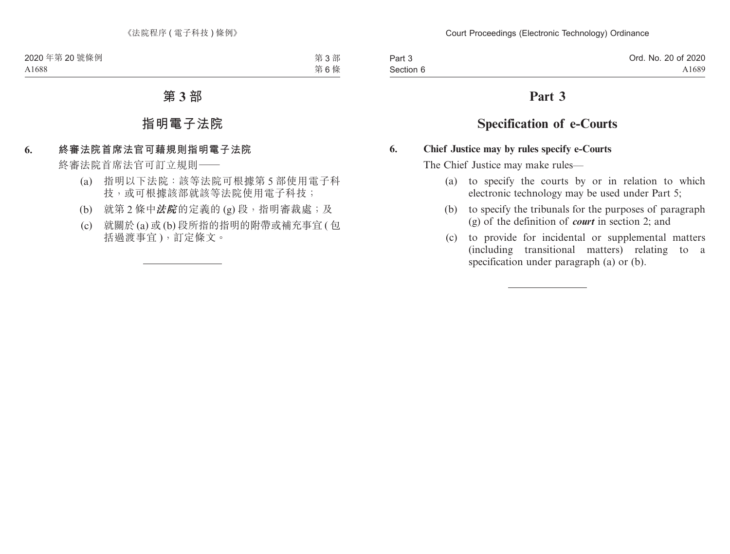# 第 3 部

## 指明電子法院

**6. 終審法院首席法官可藉規則指明電子法院**

終審法院首席法官可訂立規則——

(a) 指明以下法院：該等法院可根據第 5 部使用電子科技，或可根據該部就該等法院使用電子科技；

(b) 就第 2 條中***法院***的定義的 (g) 段，指明審裁處；及

(c) 就關於 (a) 或 (b) 段所指的指明的附帶或補充事宜 (包括過渡事宜)，訂定條文。

---

# Part 3

## Specification of e-Courts

**6. Chief Justice may by rules specify e-Courts**

The Chief Justice may make rules—

(a) to specify the courts by or in relation to which electronic technology may be used under Part 5;

(b) to specify the tribunals for the purposes of paragraph (g) of the definition of ***court*** in section 2; and

(c) to provide for incidental or supplemental matters (including transitional matters) relating to a specification under paragraph (a) or (b).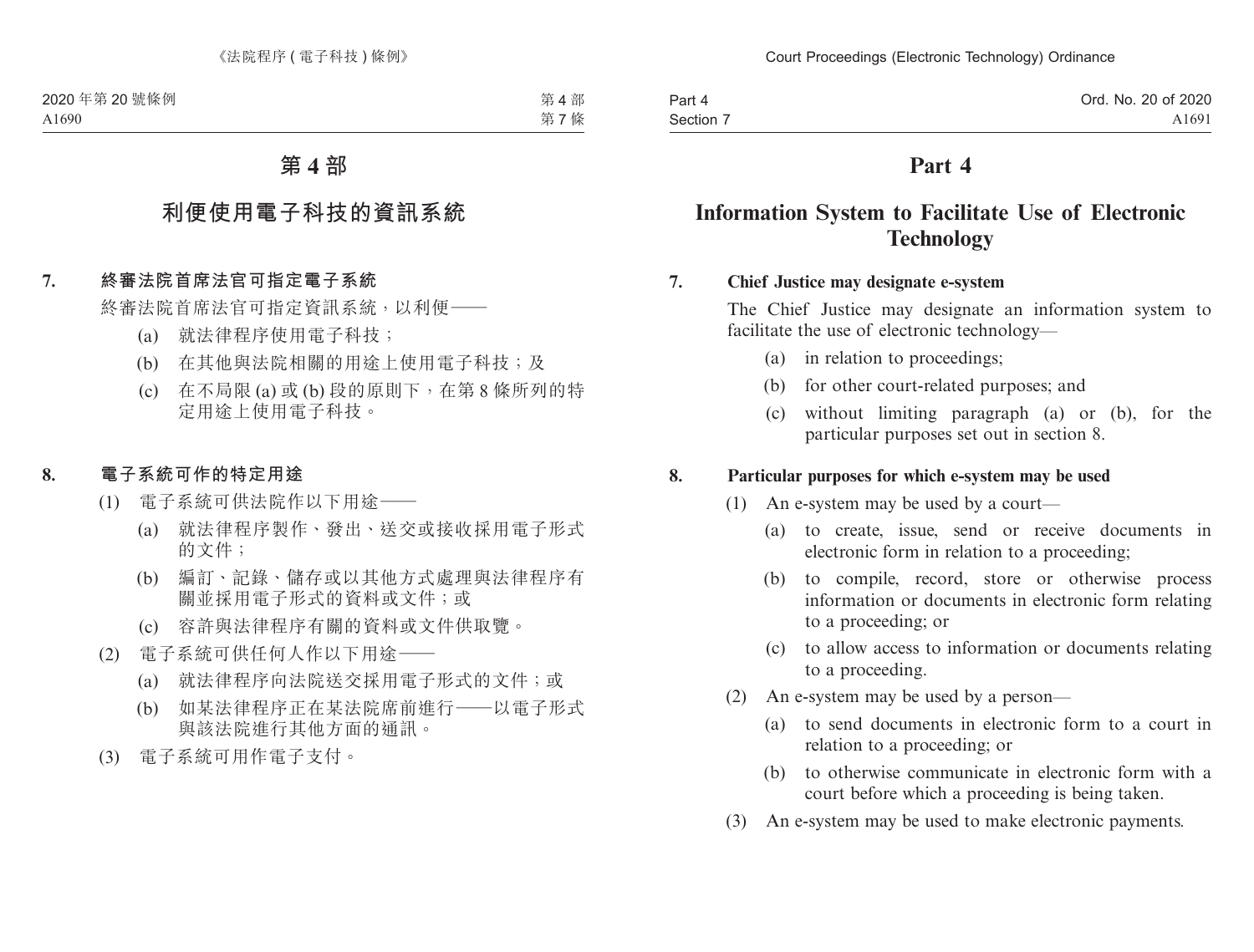# 第 4 部

## 利便使用電子科技的資訊系統

**7. 終審法院首席法官可指定電子系統**

終審法院首席法官可指定資訊系統，以利便——

(a) 就法律程序使用電子科技；

(b) 在其他與法院相關的用途上使用電子科技；及

(c) 在不局限 (a) 或 (b) 段的原則下，在第 8 條所列的特定用途上使用電子科技。

**8. 電子系統可作的特定用途**

(1) 電子系統可供法院作以下用途——

(a) 就法律程序製作、發出、送交或接收採用電子形式的文件；

(b) 編訂、記錄、儲存或以其他方式處理與法律程序有關並採用電子形式的資料或文件；或

(c) 容許與法律程序有關的資料或文件供取覽。

(2) 電子系統可供任何人作以下用途——

(a) 就法律程序向法院送交採用電子形式的文件；或

(b) 如某法律程序正在某法院席前進行——以電子形式與該法院進行其他方面的通訊。

(3) 電子系統可用作電子支付。

# Part 4

## Information System to Facilitate Use of Electronic Technology

**7. Chief Justice may designate e-system**

The Chief Justice may designate an information system to facilitate the use of electronic technology—

(a) in relation to proceedings;

(b) for other court-related purposes; and

(c) without limiting paragraph (a) or (b), for the particular purposes set out in section 8.

**8. Particular purposes for which e-system may be used**

(1) An e-system may be used by a court—

(a) to create, issue, send or receive documents in electronic form in relation to a proceeding;

(b) to compile, record, store or otherwise process information or documents in electronic form relating to a proceeding; or

(c) to allow access to information or documents relating to a proceeding.

(2) An e-system may be used by a person—

(a) to send documents in electronic form to a court in relation to a proceeding; or

(b) to otherwise communicate in electronic form with a court before which a proceeding is being taken.

(3) An e-system may be used to make electronic payments.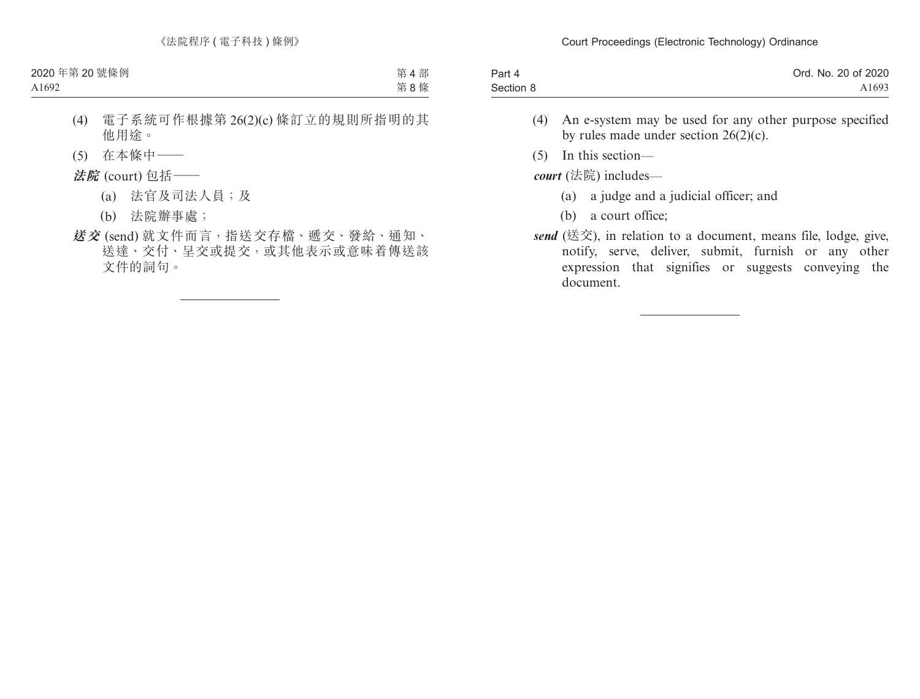(4) 電子系統可作根據第 26(2)(c) 條訂立的規則所指明的其他用途。

(5) 在本條中——

***法院*** (court) 包括——

(a) 法官及司法人員；及

(b) 法院辦事處；

***送交*** (send) 就文件而言，指送交存檔、遞交、發給、通知、送達、交付、呈交或提交，或其他表示或意味着傳送該文件的詞句。

(4) An e-system may be used for any other purpose specified by rules made under section 26(2)(c).

(5) In this section—

***court*** (法院) includes—

(a) a judge and a judicial officer; and

(b) a court office;

***send*** (送交), in relation to a document, means file, lodge, give, notify, serve, deliver, submit, furnish or any other expression that signifies or suggests conveying the document.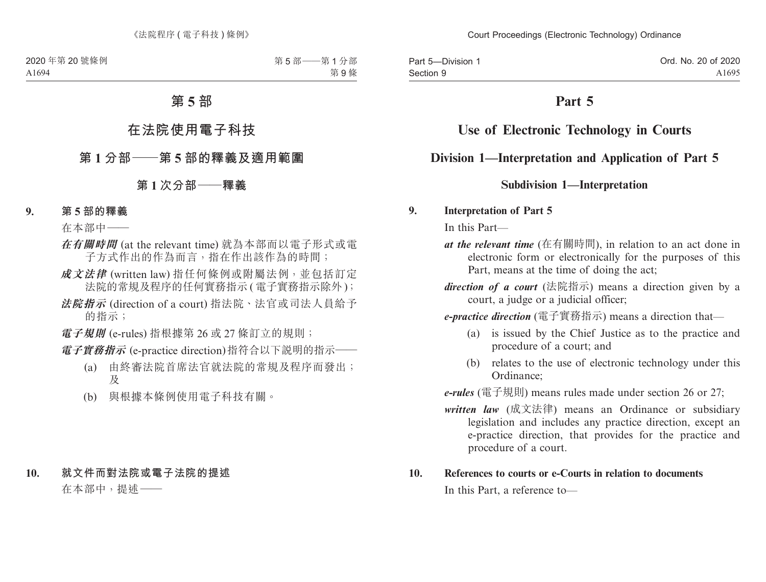# 第 5 部

# 在法院使用電子科技

## 第 1 分部——第 5 部的釋義及適用範圍

### 第 1 次分部——釋義

**9. 第 5 部的釋義**

在本部中——

***在有關時間*** (at the relevant time) 就為本部而以電子形式或電子方式作出的作為而言，指在作出該作為的時間；

***成文法律*** (written law) 指任何條例或附屬法例，並包括訂定法院的常規及程序的任何實務指示 ( 電子實務指示除外 )；

***法院指示*** (direction of a court) 指法院、法官或司法人員給予的指示；

***電子規則*** (e-rules) 指根據第 26 或 27 條訂立的規則；

***電子實務指示*** (e-practice direction) 指符合以下說明的指示——

(a) 由終審法院首席法官就法院的常規及程序而發出；及

(b) 與根據本條例使用電子科技有關。

**10. 就文件而對法院或電子法院的提述**

在本部中，提述——

# Part 5

# Use of Electronic Technology in Courts

## Division 1—Interpretation and Application of Part 5

### Subdivision 1—Interpretation

**9. Interpretation of Part 5**

In this Part—

***at the relevant time*** (在有關時間), in relation to an act done in electronic form or electronically for the purposes of this Part, means at the time of doing the act;

***direction of a court*** (法院指示) means a direction given by a court, a judge or a judicial officer;

***e-practice direction*** (電子實務指示) means a direction that—

(a) is issued by the Chief Justice as to the practice and procedure of a court; and

(b) relates to the use of electronic technology under this Ordinance;

***e-rules*** (電子規則) means rules made under section 26 or 27;

***written law*** (成文法律) means an Ordinance or subsidiary legislation and includes any practice direction, except an e-practice direction, that provides for the practice and procedure of a court.

**10. References to courts or e-Courts in relation to documents**

In this Part, a reference to—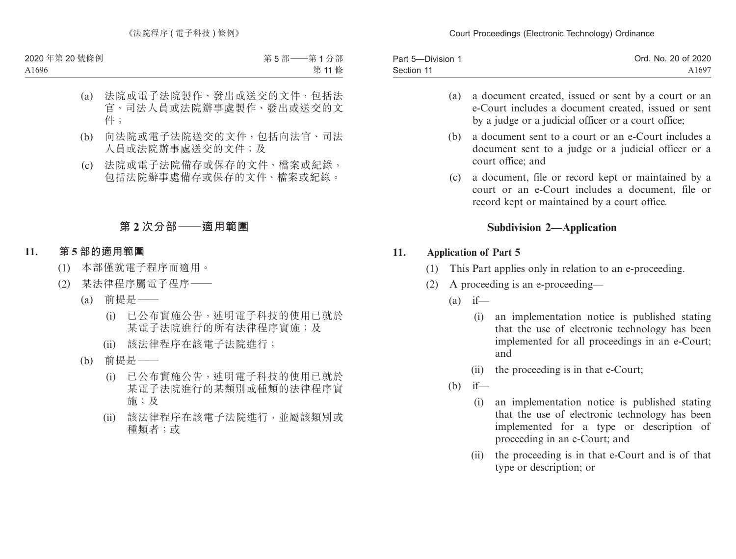(a) 法院或電子法院製作、發出或送交的文件，包括法官、司法人員或法院辦事處製作、發出或送交的文件；

(b) 向法院或電子法院送交的文件，包括向法官、司法人員或法院辦事處送交的文件；及

(c) 法院或電子法院備存或保存的文件、檔案或紀錄，包括法院辦事處備存或保存的文件、檔案或紀錄。

## 第 2 次分部——適用範圍

### 11. 第 5 部的適用範圍

(1) 本部僅就電子程序而適用。

(2) 某法律程序屬電子程序——

(a) 前提是——

(i) 已公布實施公告，述明電子科技的使用已就於某電子法院進行的所有法律程序實施；及

(ii) 該法律程序在該電子法院進行；

(b) 前提是——

(i) 已公布實施公告，述明電子科技的使用已就於某電子法院進行的某類別或種類的法律程序實施；及

(ii) 該法律程序在該電子法院進行，並屬該類別或種類者；或

(a) a document created, issued or sent by a court or an e-Court includes a document created, issued or sent by a judge or a judicial officer or a court office;

(b) a document sent to a court or an e-Court includes a document sent to a judge or a judicial officer or a court office; and

(c) a document, file or record kept or maintained by a court or an e-Court includes a document, file or record kept or maintained by a court office.

## Subdivision 2—Application

### 11. Application of Part 5

(1) This Part applies only in relation to an e-proceeding.

(2) A proceeding is an e-proceeding—

(a) if—

(i) an implementation notice is published stating that the use of electronic technology has been implemented for all proceedings in an e-Court; and

(ii) the proceeding is in that e-Court;

(b) if—

(i) an implementation notice is published stating that the use of electronic technology has been implemented for a type or description of proceeding in an e-Court; and

(ii) the proceeding is in that e-Court and is of that type or description; or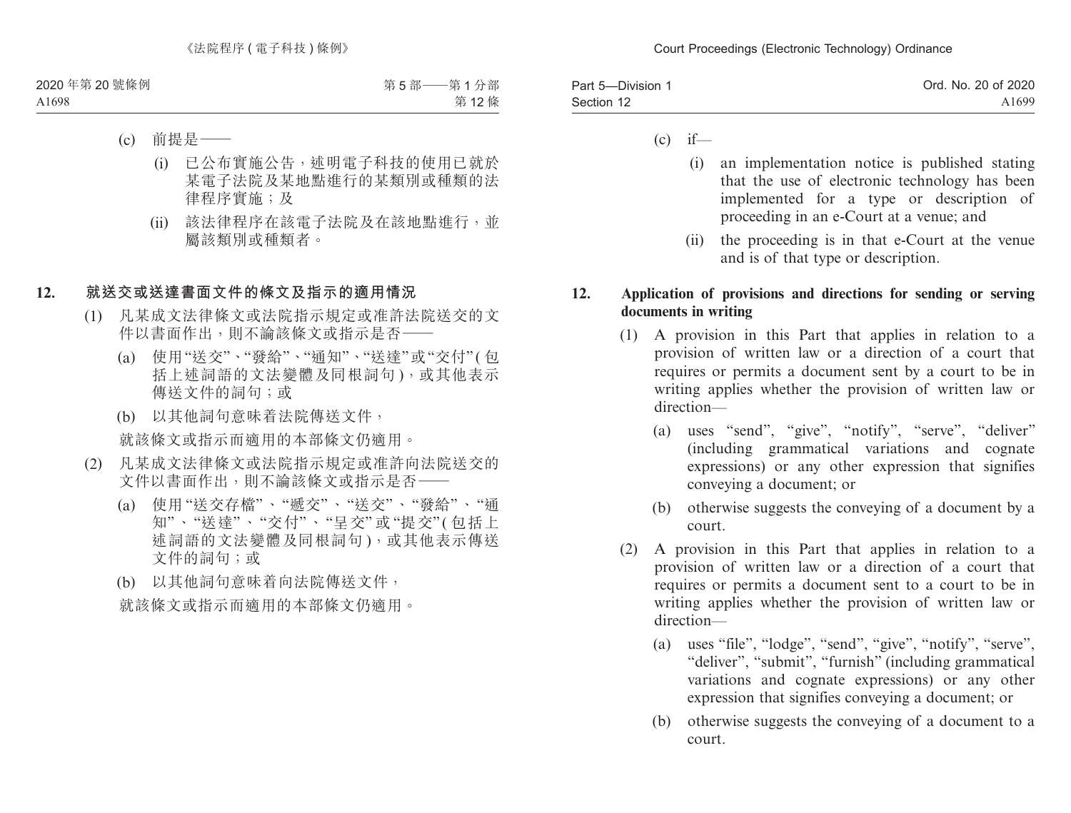(c) 前提是——

(i) 已公布實施公告，述明電子科技的使用已就於某電子法院及某地點進行的某類別或種類的法律程序實施；及

(ii) 該法律程序在該電子法院及在該地點進行，並屬該類別或種類者。

## 12. 就送交或送達書面文件的條文及指示的適用情況

(1) 凡某成文法律條文或法院指示規定或准許法院送交的文件以書面作出，則不論該條文或指示是否——

(a) 使用“送交”、“發給”、“通知”、“送達”或“交付”(包括上述詞語的文法變體及同根詞句)，或其他表示傳送文件的詞句；或

(b) 以其他詞句意味着法院傳送文件，

就該條文或指示而適用的本部條文仍適用。

(2) 凡某成文法律條文或法院指示規定或准許向法院送交的文件以書面作出，則不論該條文或指示是否——

(a) 使用“送交存檔”、“遞交”、“送交”、“發給”、“通知”、“送達”、“交付”、“呈交”或“提交”(包括上述詞語的文法變體及同根詞句)，或其他表示傳送文件的詞句；或

(b) 以其他詞句意味着向法院傳送文件，

就該條文或指示而適用的本部條文仍適用。

(c) if—

(i) an implementation notice is published stating that the use of electronic technology has been implemented for a type or description of proceeding in an e-Court at a venue; and

(ii) the proceeding is in that e-Court at the venue and is of that type or description.

## 12. Application of provisions and directions for sending or serving documents in writing

(1) A provision in this Part that applies in relation to a provision of written law or a direction of a court that requires or permits a document sent by a court to be in writing applies whether the provision of written law or direction—

(a) uses “send”, “give”, “notify”, “serve”, “deliver” (including grammatical variations and cognate expressions) or any other expression that signifies conveying a document; or

(b) otherwise suggests the conveying of a document by a court.

(2) A provision in this Part that applies in relation to a provision of written law or a direction of a court that requires or permits a document sent to a court to be in writing applies whether the provision of written law or direction—

(a) uses “file”, “lodge”, “send”, “give”, “notify”, “serve”, “deliver”, “submit”, “furnish” (including grammatical variations and cognate expressions) or any other expression that signifies conveying a document; or

(b) otherwise suggests the conveying of a document to a court.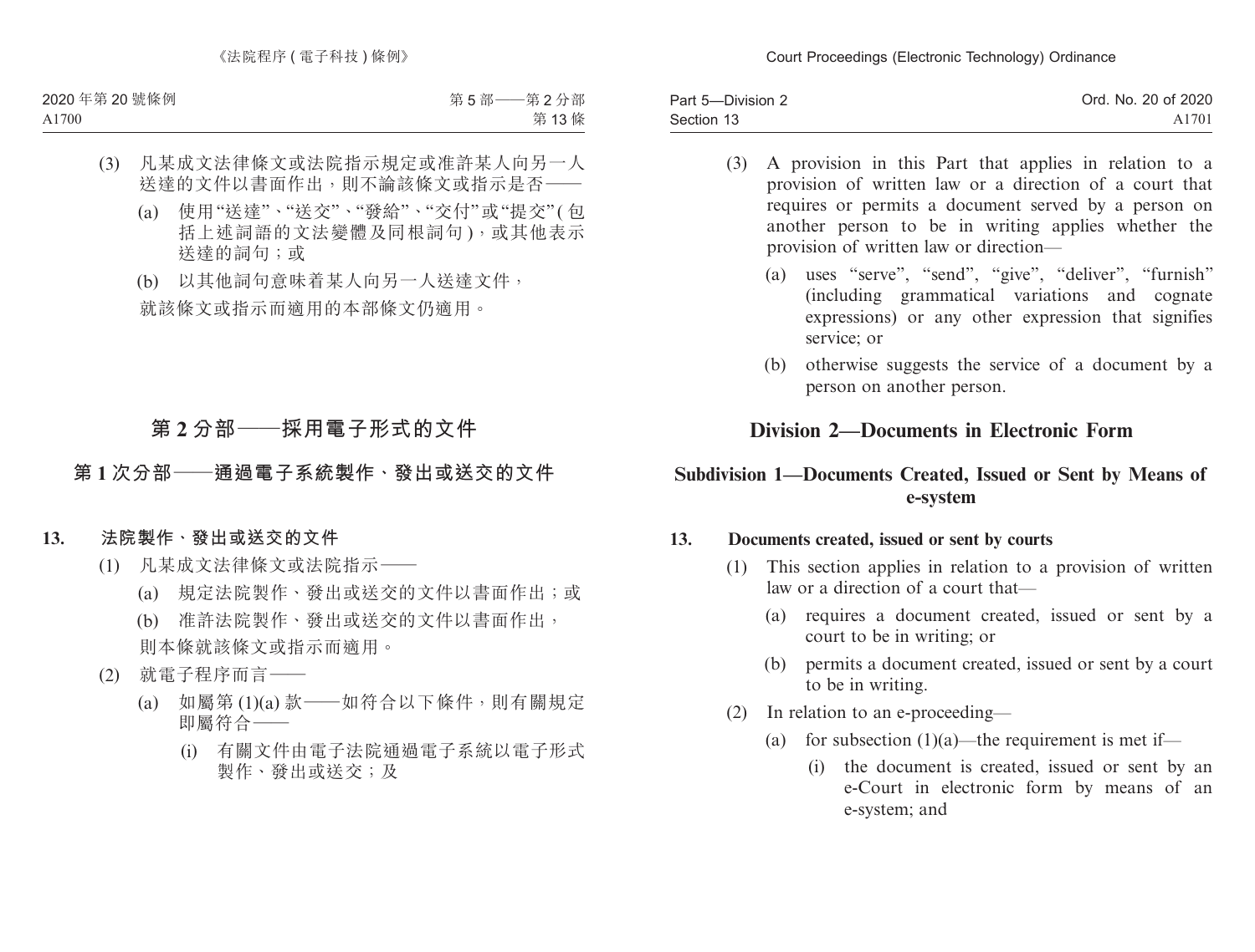(3) 凡某成文法律條文或法院指示規定或准許某人向另一人送達的文件以書面作出，則不論該條文或指示是否——

(a) 使用“送達”、“送交”、“發給”、“交付”或“提交”(包括上述詞語的文法變體及同根詞句)，或其他表示送達的詞句；或

(b) 以其他詞句意味着某人向另一人送達文件，

就該條文或指示而適用的本部條文仍適用。

## 第 2 分部——採用電子形式的文件

### 第 1 次分部——通過電子系統製作、發出或送交的文件

**13. 法院製作、發出或送交的文件**

(1) 凡某成文法律條文或法院指示——

(a) 規定法院製作、發出或送交的文件以書面作出；或

(b) 准許法院製作、發出或送交的文件以書面作出，

則本條就該條文或指示而適用。

(2) 就電子程序而言——

(a) 如屬第 (1)(a) 款——如符合以下條件，則有關規定即屬符合——

(i) 有關文件由電子法院通過電子系統以電子形式製作、發出或送交；及

(3) A provision in this Part that applies in relation to a provision of written law or a direction of a court that requires or permits a document served by a person on another person to be in writing applies whether the provision of written law or direction—

(a) uses “serve”, “send”, “give”, “deliver”, “furnish” (including grammatical variations and cognate expressions) or any other expression that signifies service; or

(b) otherwise suggests the service of a document by a person on another person.

## Division 2—Documents in Electronic Form

### Subdivision 1—Documents Created, Issued or Sent by Means of e-system

**13. Documents created, issued or sent by courts**

(1) This section applies in relation to a provision of written law or a direction of a court that—

(a) requires a document created, issued or sent by a court to be in writing; or

(b) permits a document created, issued or sent by a court to be in writing.

(2) In relation to an e-proceeding—

(a) for subsection (1)(a)—the requirement is met if—

(i) the document is created, issued or sent by an e-Court in electronic form by means of an e-system; and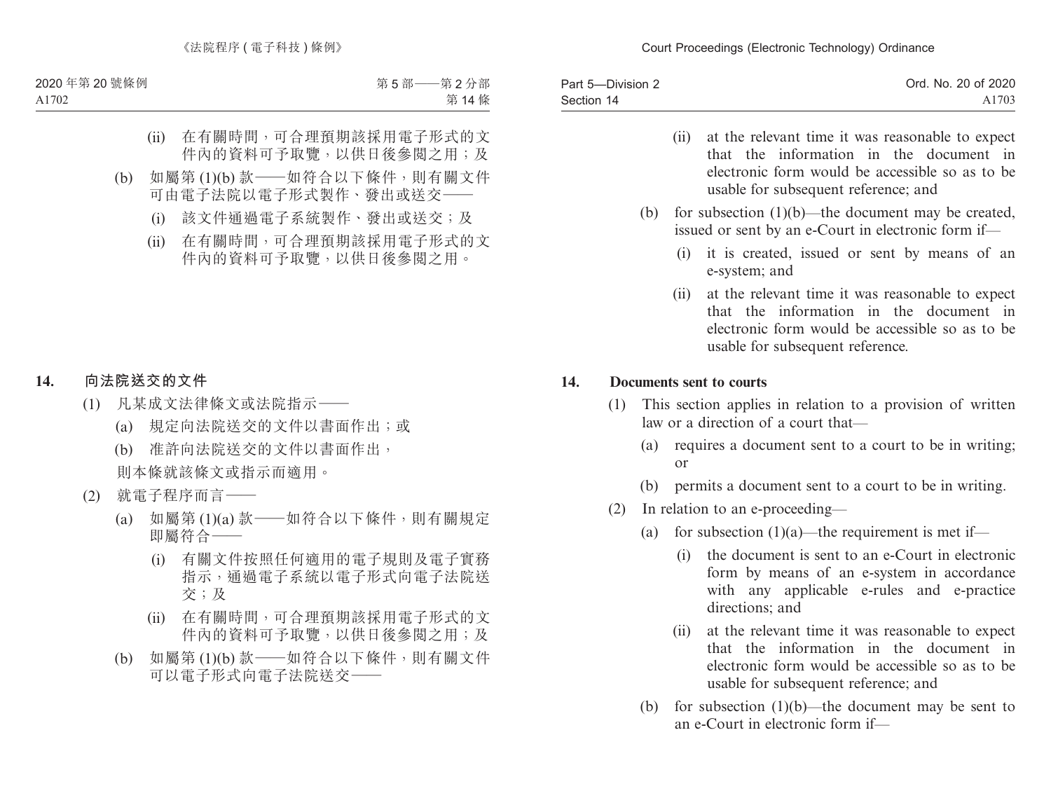(ii) 在有關時間，可合理預期該採用電子形式的文件內的資料可予取覽，以供日後參閱之用；及

(b) 如屬第 (1)(b) 款——如符合以下條件，則有關文件可由電子法院以電子形式製作、發出或送交——

(i) 該文件通過電子系統製作、發出或送交；及

(ii) 在有關時間，可合理預期該採用電子形式的文件內的資料可予取覽，以供日後參閱之用。

## 14. 向法院送交的文件

(1) 凡某成文法律條文或法院指示——

(a) 規定向法院送交的文件以書面作出；或

(b) 准許向法院送交的文件以書面作出，

則本條就該條文或指示而適用。

(2) 就電子程序而言——

(a) 如屬第 (1)(a) 款——如符合以下條件，則有關規定即屬符合——

(i) 有關文件按照任何適用的電子規則及電子實務指示，通過電子系統以電子形式向電子法院送交；及

(ii) 在有關時間，可合理預期該採用電子形式的文件內的資料可予取覽，以供日後參閱之用；及

(b) 如屬第 (1)(b) 款——如符合以下條件，則有關文件可以電子形式向電子法院送交——

(ii) at the relevant time it was reasonable to expect that the information in the document in electronic form would be accessible so as to be usable for subsequent reference; and

(b) for subsection (1)(b)—the document may be created, issued or sent by an e-Court in electronic form if—

(i) it is created, issued or sent by means of an e-system; and

(ii) at the relevant time it was reasonable to expect that the information in the document in electronic form would be accessible so as to be usable for subsequent reference.

## 14. Documents sent to courts

(1) This section applies in relation to a provision of written law or a direction of a court that—

(a) requires a document sent to a court to be in writing; or

(b) permits a document sent to a court to be in writing.

(2) In relation to an e-proceeding—

(a) for subsection (1)(a)—the requirement is met if—

(i) the document is sent to an e-Court in electronic form by means of an e-system in accordance with any applicable e-rules and e-practice directions; and

(ii) at the relevant time it was reasonable to expect that the information in the document in electronic form would be accessible so as to be usable for subsequent reference; and

(b) for subsection (1)(b)—the document may be sent to an e-Court in electronic form if—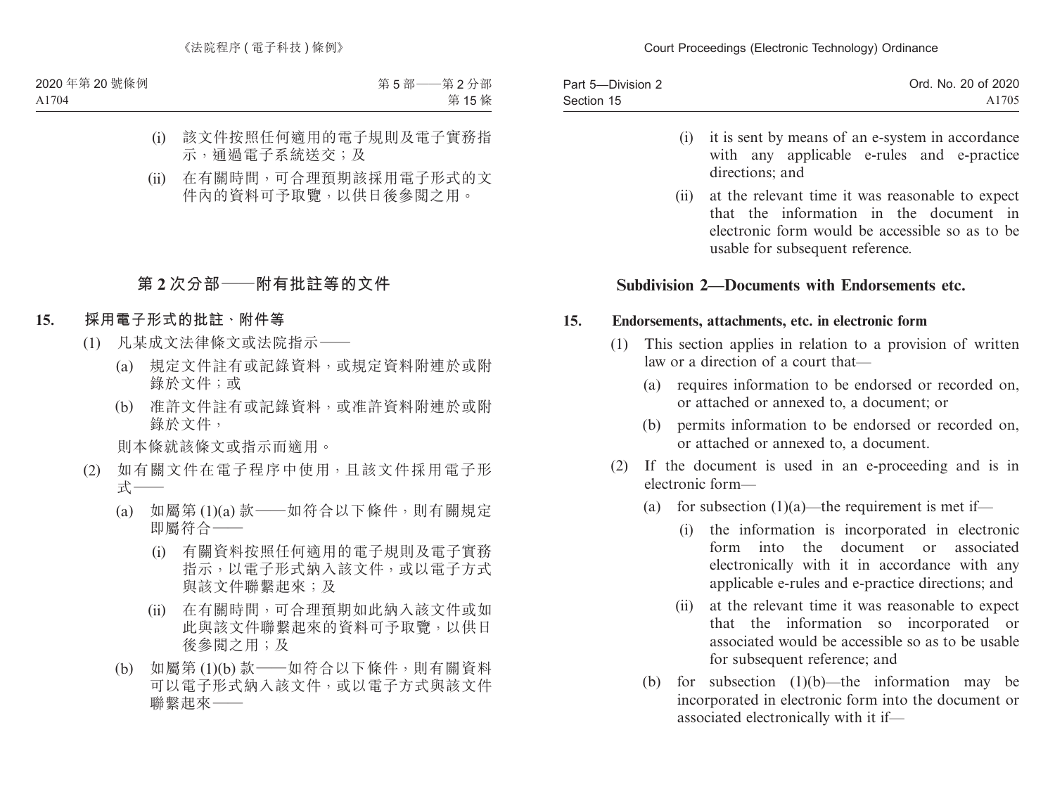(i) 該文件按照任何適用的電子規則及電子實務指示，通過電子系統送交；及

(ii) 在有關時間，可合理預期該採用電子形式的文件內的資料可予取覽，以供日後參閱之用。

## 第 2 次分部——附有批註等的文件

**15. 採用電子形式的批註、附件等**

(1) 凡某成文法律條文或法院指示——

(a) 規定文件註有或記錄資料，或規定資料附連於或附錄於文件；或

(b) 准許文件註有或記錄資料，或准許資料附連於或附錄於文件，

則本條就該條文或指示而適用。

(2) 如有關文件在電子程序中使用，且該文件採用電子形式——

(a) 如屬第 (1)(a) 款——如符合以下條件，則有關規定即屬符合——

(i) 有關資料按照任何適用的電子規則及電子實務指示，以電子形式納入該文件，或以電子方式與該文件聯繫起來；及

(ii) 在有關時間，可合理預期如此納入該文件或如此與該文件聯繫起來的資料可予取覽，以供日後參閱之用；及

(b) 如屬第 (1)(b) 款——如符合以下條件，則有關資料可以電子形式納入該文件，或以電子方式與該文件聯繫起來——

(i) it is sent by means of an e-system in accordance with any applicable e-rules and e-practice directions; and

(ii) at the relevant time it was reasonable to expect that the information in the document in electronic form would be accessible so as to be usable for subsequent reference.

## Subdivision 2—Documents with Endorsements etc.

**15. Endorsements, attachments, etc. in electronic form**

(1) This section applies in relation to a provision of written law or a direction of a court that—

(a) requires information to be endorsed or recorded on, or attached or annexed to, a document; or

(b) permits information to be endorsed or recorded on, or attached or annexed to, a document.

(2) If the document is used in an e-proceeding and is in electronic form—

(a) for subsection (1)(a)—the requirement is met if—

(i) the information is incorporated in electronic form into the document or associated electronically with it in accordance with any applicable e-rules and e-practice directions; and

(ii) at the relevant time it was reasonable to expect that the information so incorporated or associated would be accessible so as to be usable for subsequent reference; and

(b) for subsection (1)(b)—the information may be incorporated in electronic form into the document or associated electronically with it if—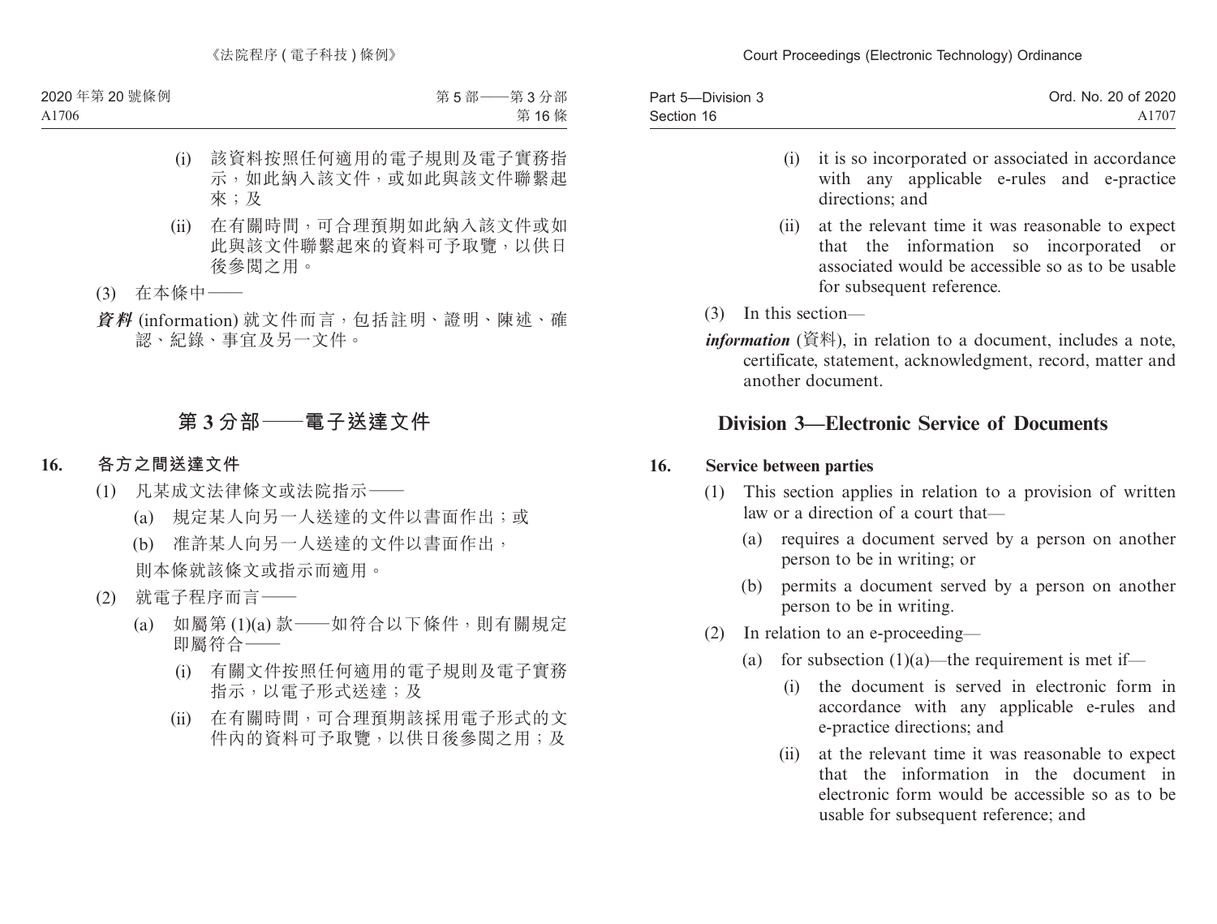(i) 該資料按照任何適用的電子規則及電子實務指示，如此納入該文件，或如此與該文件聯繫起來；及

(ii) 在有關時間，可合理預期如此納入該文件或如此與該文件聯繫起來的資料可予取覽，以供日後參閱之用。

(3) 在本條中——

***資料*** (information) 就文件而言，包括註明、證明、陳述、確認、紀錄、事宜及另一文件。

## 第 3 分部——電子送達文件

### 16. 各方之間送達文件

(1) 凡某成文法律條文或法院指示——

(a) 規定某人向另一人送達的文件以書面作出；或

(b) 准許某人向另一人送達的文件以書面作出，

則本條就該條文或指示而適用。

(2) 就電子程序而言——

(a) 如屬第 (1)(a) 款——如符合以下條件，則有關規定即屬符合——

(i) 有關文件按照任何適用的電子規則及電子實務指示，以電子形式送達；及

(ii) 在有關時間，可合理預期該採用電子形式的文件內的資料可予取覽，以供日後參閱之用；及

---

(i) it is so incorporated or associated in accordance with any applicable e-rules and e-practice directions; and

(ii) at the relevant time it was reasonable to expect that the information so incorporated or associated would be accessible so as to be usable for subsequent reference.

(3) In this section—

***information*** (資料), in relation to a document, includes a note, certificate, statement, acknowledgment, record, matter and another document.

## Division 3—Electronic Service of Documents

### 16. Service between parties

(1) This section applies in relation to a provision of written law or a direction of a court that—

(a) requires a document served by a person on another person to be in writing; or

(b) permits a document served by a person on another person to be in writing.

(2) In relation to an e-proceeding—

(a) for subsection (1)(a)—the requirement is met if—

(i) the document is served in electronic form in accordance with any applicable e-rules and e-practice directions; and

(ii) at the relevant time it was reasonable to expect that the information in the document in electronic form would be accessible so as to be usable for subsequent reference; and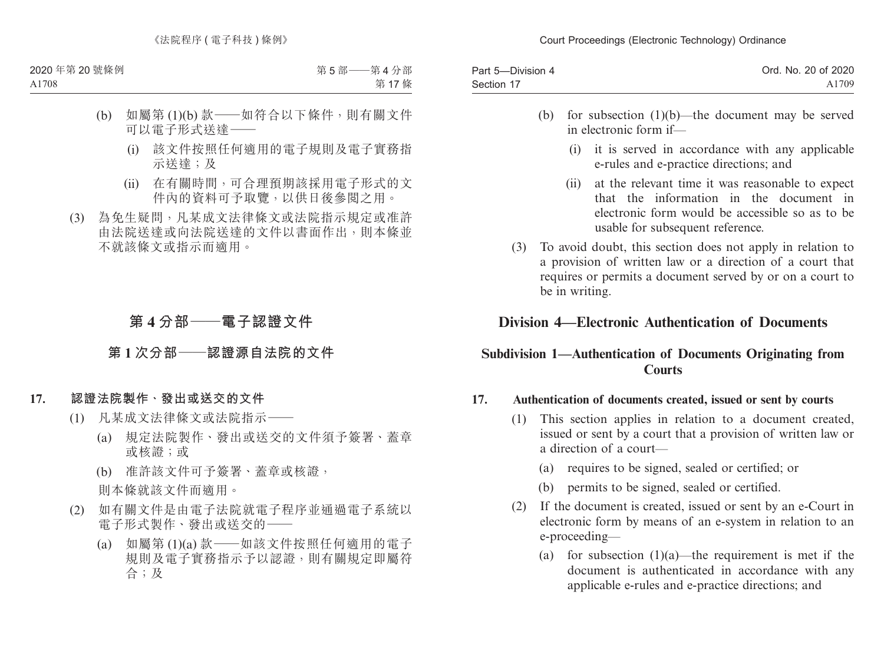(b) 如屬第 (1)(b) 款——如符合以下條件，則有關文件可以電子形式送達——

(i) 該文件按照任何適用的電子規則及電子實務指示送達；及

(ii) 在有關時間，可合理預期該採用電子形式的文件內的資料可予取覽，以供日後參閱之用。

(3) 為免生疑問，凡某成文法律條文或法院指示規定或准許由法院送達或向法院送達的文件以書面作出，則本條並不就該條文或指示而適用。

## 第 4 分部——電子認證文件

### 第 1 次分部——認證源自法院的文件

**17. 認證法院製作、發出或送交的文件**

(1) 凡某成文法律條文或法院指示——

(a) 規定法院製作、發出或送交的文件須予簽署、蓋章或核證；或

(b) 准許該文件可予簽署、蓋章或核證，

則本條就該文件而適用。

(2) 如有關文件是由電子法院就電子程序並通過電子系統以電子形式製作、發出或送交的——

(a) 如屬第 (1)(a) 款——如該文件按照任何適用的電子規則及電子實務指示予以認證，則有關規定即屬符合；及

(b) for subsection (1)(b)—the document may be served in electronic form if—

(i) it is served in accordance with any applicable e-rules and e-practice directions; and

(ii) at the relevant time it was reasonable to expect that the information in the document in electronic form would be accessible so as to be usable for subsequent reference.

(3) To avoid doubt, this section does not apply in relation to a provision of written law or a direction of a court that requires or permits a document served by or on a court to be in writing.

## Division 4—Electronic Authentication of Documents

### Subdivision 1—Authentication of Documents Originating from Courts

**17. Authentication of documents created, issued or sent by courts**

(1) This section applies in relation to a document created, issued or sent by a court that a provision of written law or a direction of a court—

(a) requires to be signed, sealed or certified; or

(b) permits to be signed, sealed or certified.

(2) If the document is created, issued or sent by an e-Court in electronic form by means of an e-system in relation to an e-proceeding—

(a) for subsection (1)(a)—the requirement is met if the document is authenticated in accordance with any applicable e-rules and e-practice directions; and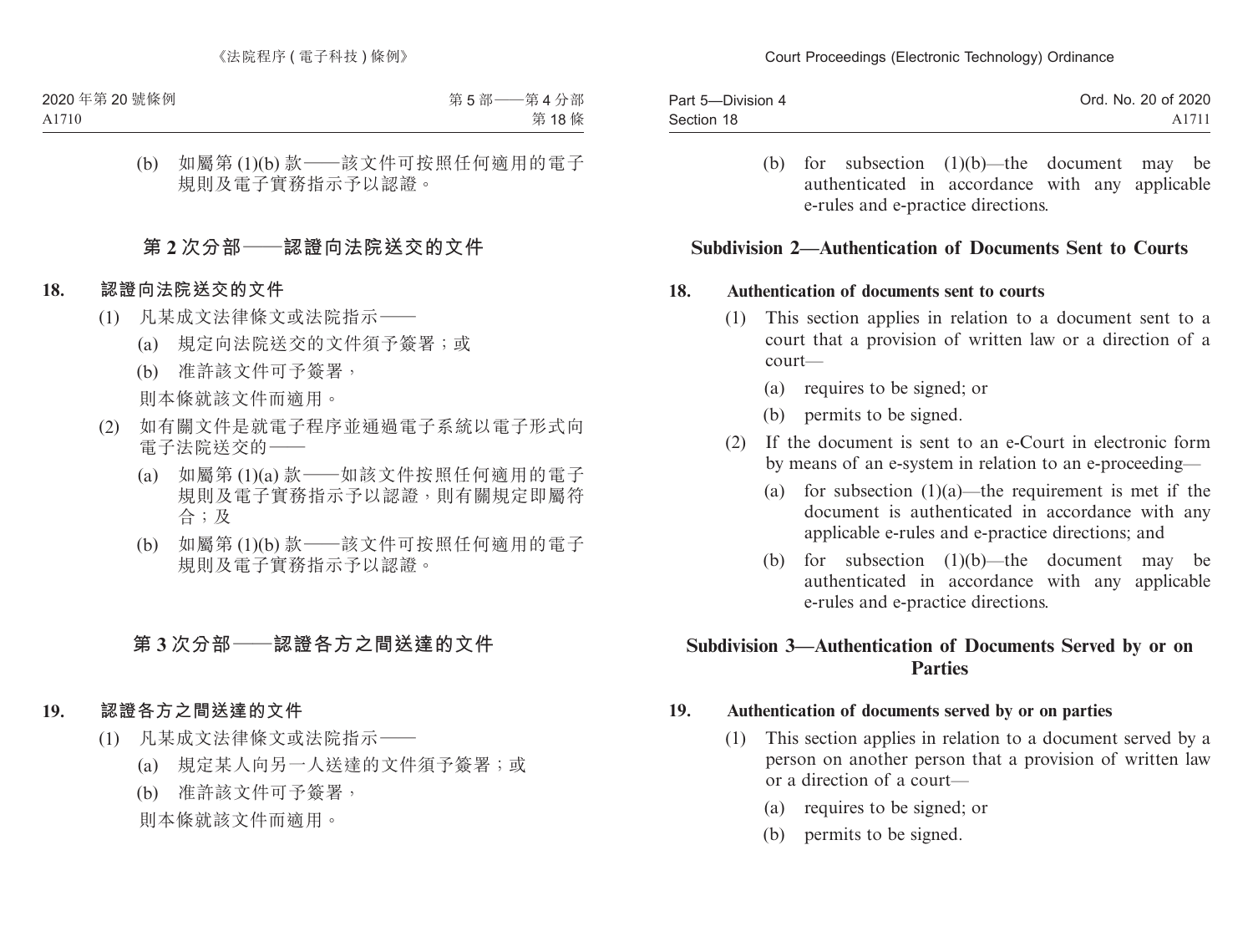(b) 如屬第 (1)(b) 款——該文件可按照任何適用的電子規則及電子實務指示予以認證。

## 第 2 次分部——認證向法院送交的文件

**18. 認證向法院送交的文件**

(1) 凡某成文法律條文或法院指示——

(a) 規定向法院送交的文件須予簽署；或

(b) 准許該文件可予簽署，

則本條就該文件而適用。

(2) 如有關文件是就電子程序並通過電子系統以電子形式向電子法院送交的——

(a) 如屬第 (1)(a) 款——如該文件按照任何適用的電子規則及電子實務指示予以認證，則有關規定即屬符合；及

(b) 如屬第 (1)(b) 款——該文件可按照任何適用的電子規則及電子實務指示予以認證。

## 第 3 次分部——認證各方之間送達的文件

**19. 認證各方之間送達的文件**

(1) 凡某成文法律條文或法院指示——

(a) 規定某人向另一人送達的文件須予簽署；或

(b) 准許該文件可予簽署，

則本條就該文件而適用。

(b) for subsection (1)(b)—the document may be authenticated in accordance with any applicable e-rules and e-practice directions.

## Subdivision 2—Authentication of Documents Sent to Courts

**18. Authentication of documents sent to courts**

(1) This section applies in relation to a document sent to a court that a provision of written law or a direction of a court—

(a) requires to be signed; or

(b) permits to be signed.

(2) If the document is sent to an e-Court in electronic form by means of an e-system in relation to an e-proceeding—

(a) for subsection (1)(a)—the requirement is met if the document is authenticated in accordance with any applicable e-rules and e-practice directions; and

(b) for subsection (1)(b)—the document may be authenticated in accordance with any applicable e-rules and e-practice directions.

## Subdivision 3—Authentication of Documents Served by or on Parties

**19. Authentication of documents served by or on parties**

(1) This section applies in relation to a document served by a person on another person that a provision of written law or a direction of a court—

(a) requires to be signed; or

(b) permits to be signed.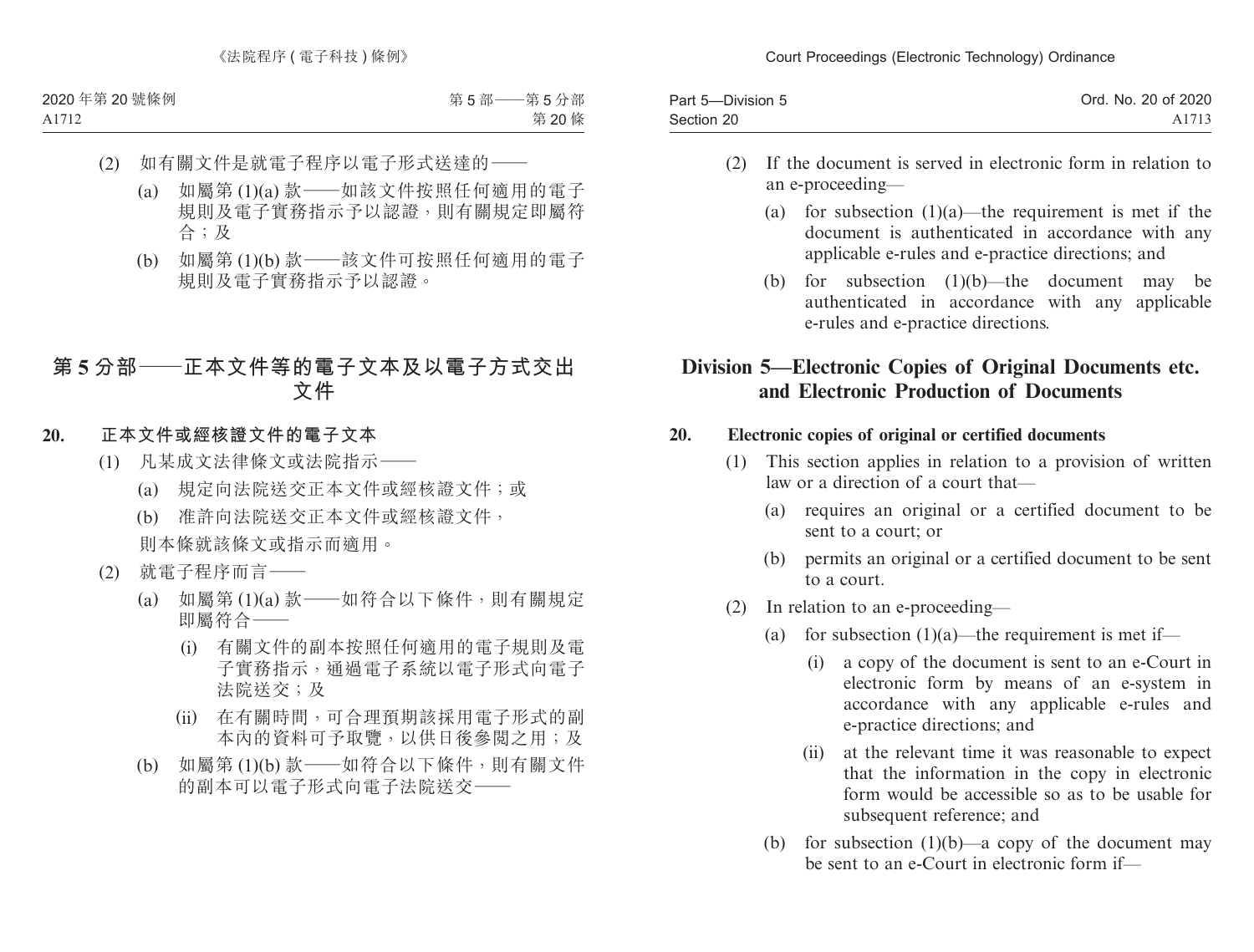(2) 如有關文件是就電子程序以電子形式送達的——

(a) 如屬第 (1)(a) 款——如該文件按照任何適用的電子規則及電子實務指示予以認證，則有關規定即屬符合；及

(b) 如屬第 (1)(b) 款——該文件可按照任何適用的電子規則及電子實務指示予以認證。

## 第 5 分部——正本文件等的電子文本及以電子方式交出文件

### 20. 正本文件或經核證文件的電子文本

(1) 凡某成文法律條文或法院指示——

(a) 規定向法院送交正本文件或經核證文件；或

(b) 准許向法院送交正本文件或經核證文件，

則本條就該條文或指示而適用。

(2) 就電子程序而言——

(a) 如屬第 (1)(a) 款——如符合以下條件，則有關規定即屬符合——

(i) 有關文件的副本按照任何適用的電子規則及電子實務指示，通過電子系統以電子形式向電子法院送交；及

(ii) 在有關時間，可合理預期該採用電子形式的副本內的資料可予取覽，以供日後參閱之用；及

(b) 如屬第 (1)(b) 款——如符合以下條件，則有關文件的副本可以電子形式向電子法院送交——

(2) If the document is served in electronic form in relation to an e-proceeding—

(a) for subsection (1)(a)—the requirement is met if the document is authenticated in accordance with any applicable e-rules and e-practice directions; and

(b) for subsection (1)(b)—the document may be authenticated in accordance with any applicable e-rules and e-practice directions.

## Division 5—Electronic Copies of Original Documents etc. and Electronic Production of Documents

### 20. Electronic copies of original or certified documents

(1) This section applies in relation to a provision of written law or a direction of a court that—

(a) requires an original or a certified document to be sent to a court; or

(b) permits an original or a certified document to be sent to a court.

(2) In relation to an e-proceeding—

(a) for subsection (1)(a)—the requirement is met if—

(i) a copy of the document is sent to an e-Court in electronic form by means of an e-system in accordance with any applicable e-rules and e-practice directions; and

(ii) at the relevant time it was reasonable to expect that the information in the copy in electronic form would be accessible so as to be usable for subsequent reference; and

(b) for subsection (1)(b)—a copy of the document may be sent to an e-Court in electronic form if—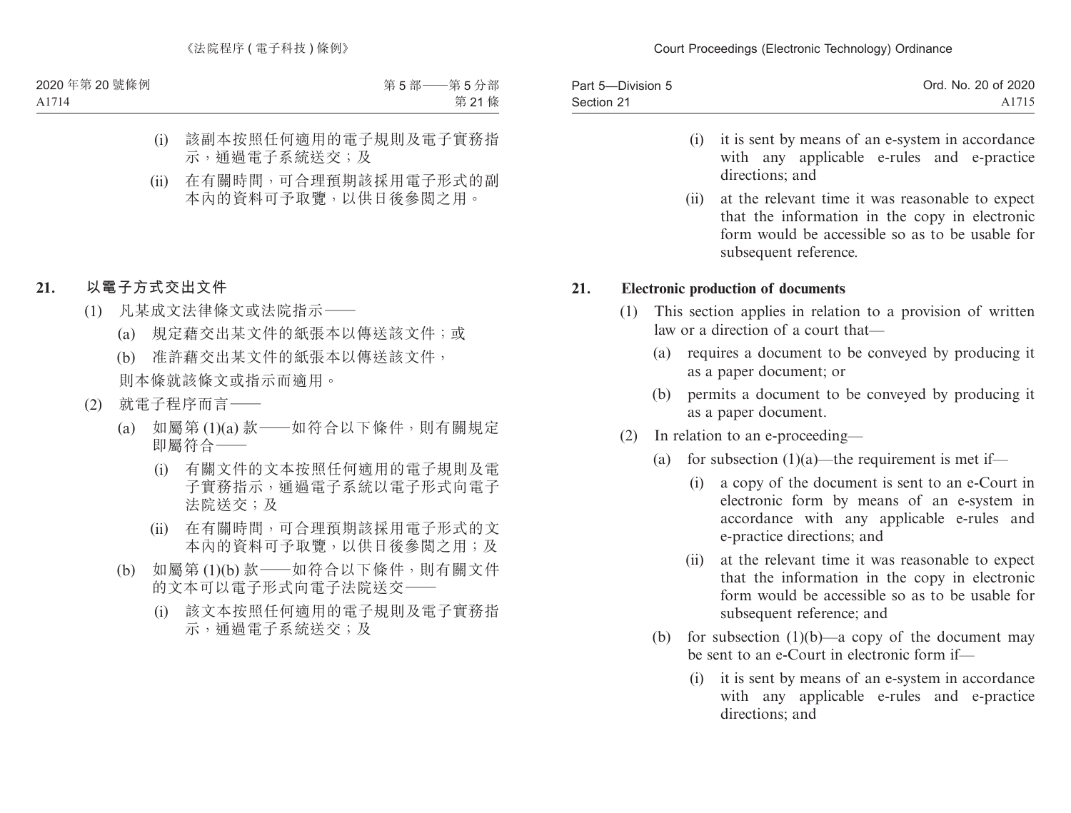(i) 該副本按照任何適用的電子規則及電子實務指示，通過電子系統送交；及

(ii) 在有關時間，可合理預期該採用電子形式的副本內的資料可予取覽，以供日後參閱之用。

## 21. 以電子方式交出文件

(1) 凡某成文法律條文或法院指示——

(a) 規定藉交出某文件的紙張本以傳送該文件；或

(b) 准許藉交出某文件的紙張本以傳送該文件，

則本條就該條文或指示而適用。

(2) 就電子程序而言——

(a) 如屬第 (1)(a) 款——如符合以下條件，則有關規定即屬符合——

(i) 有關文件的文本按照任何適用的電子規則及電子實務指示，通過電子系統以電子形式向電子法院送交；及

(ii) 在有關時間，可合理預期該採用電子形式的文本內的資料可予取覽，以供日後參閱之用；及

(b) 如屬第 (1)(b) 款——如符合以下條件，則有關文件的文本可以電子形式向電子法院送交——

(i) 該文本按照任何適用的電子規則及電子實務指示，通過電子系統送交；及

(i) it is sent by means of an e-system in accordance with any applicable e-rules and e-practice directions; and

(ii) at the relevant time it was reasonable to expect that the information in the copy in electronic form would be accessible so as to be usable for subsequent reference.

## 21. Electronic production of documents

(1) This section applies in relation to a provision of written law or a direction of a court that—

(a) requires a document to be conveyed by producing it as a paper document; or

(b) permits a document to be conveyed by producing it as a paper document.

(2) In relation to an e-proceeding—

(a) for subsection (1)(a)—the requirement is met if—

(i) a copy of the document is sent to an e-Court in electronic form by means of an e-system in accordance with any applicable e-rules and e-practice directions; and

(ii) at the relevant time it was reasonable to expect that the information in the copy in electronic form would be accessible so as to be usable for subsequent reference; and

(b) for subsection (1)(b)—a copy of the document may be sent to an e-Court in electronic form if—

(i) it is sent by means of an e-system in accordance with any applicable e-rules and e-practice directions; and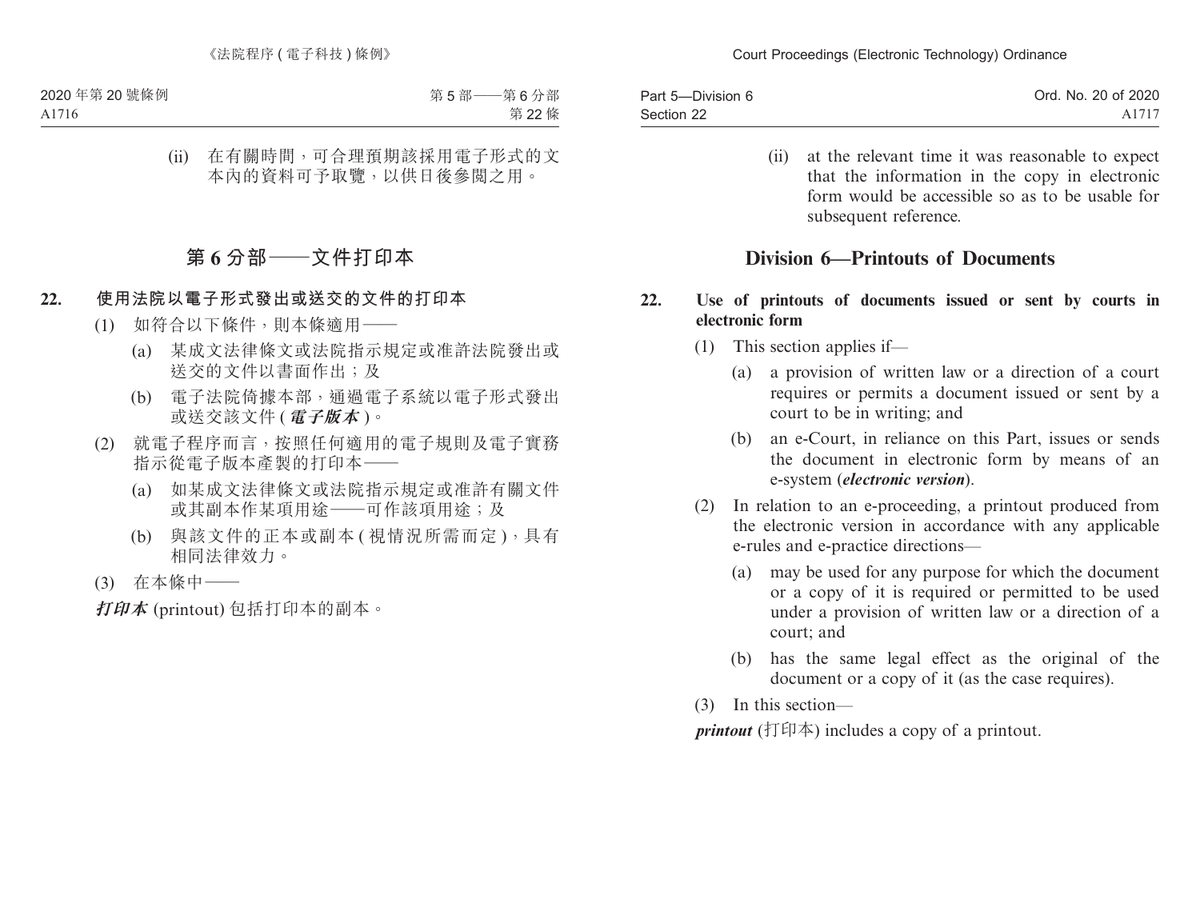(ii) 在有關時間，可合理預期該採用電子形式的文本內的資料可予取覽，以供日後參閱之用。

## 第 6 分部——文件打印本

### 22. 使用法院以電子形式發出或送交的文件的打印本

(1) 如符合以下條件，則本條適用——

(a) 某成文法律條文或法院指示規定或准許法院發出或送交的文件以書面作出；及

(b) 電子法院倚據本部，通過電子系統以電子形式發出或送交該文件 (***電子版本***)。

(2) 就電子程序而言，按照任何適用的電子規則及電子實務指示從電子版本產製的打印本——

(a) 如某成文法律條文或法院指示規定或准許有關文件或其副本作某項用途——可作該項用途；及

(b) 與該文件的正本或副本 (視情況所需而定)，具有相同法律效力。

(3) 在本條中——

***打印本*** (printout) 包括打印本的副本。

(ii) at the relevant time it was reasonable to expect that the information in the copy in electronic form would be accessible so as to be usable for subsequent reference.

## Division 6—Printouts of Documents

### 22. Use of printouts of documents issued or sent by courts in electronic form

(1) This section applies if—

(a) a provision of written law or a direction of a court requires or permits a document issued or sent by a court to be in writing; and

(b) an e-Court, in reliance on this Part, issues or sends the document in electronic form by means of an e-system (***electronic version***).

(2) In relation to an e-proceeding, a printout produced from the electronic version in accordance with any applicable e-rules and e-practice directions—

(a) may be used for any purpose for which the document or a copy of it is required or permitted to be used under a provision of written law or a direction of a court; and

(b) has the same legal effect as the original of the document or a copy of it (as the case requires).

(3) In this section—

***printout*** (打印本) includes a copy of a printout.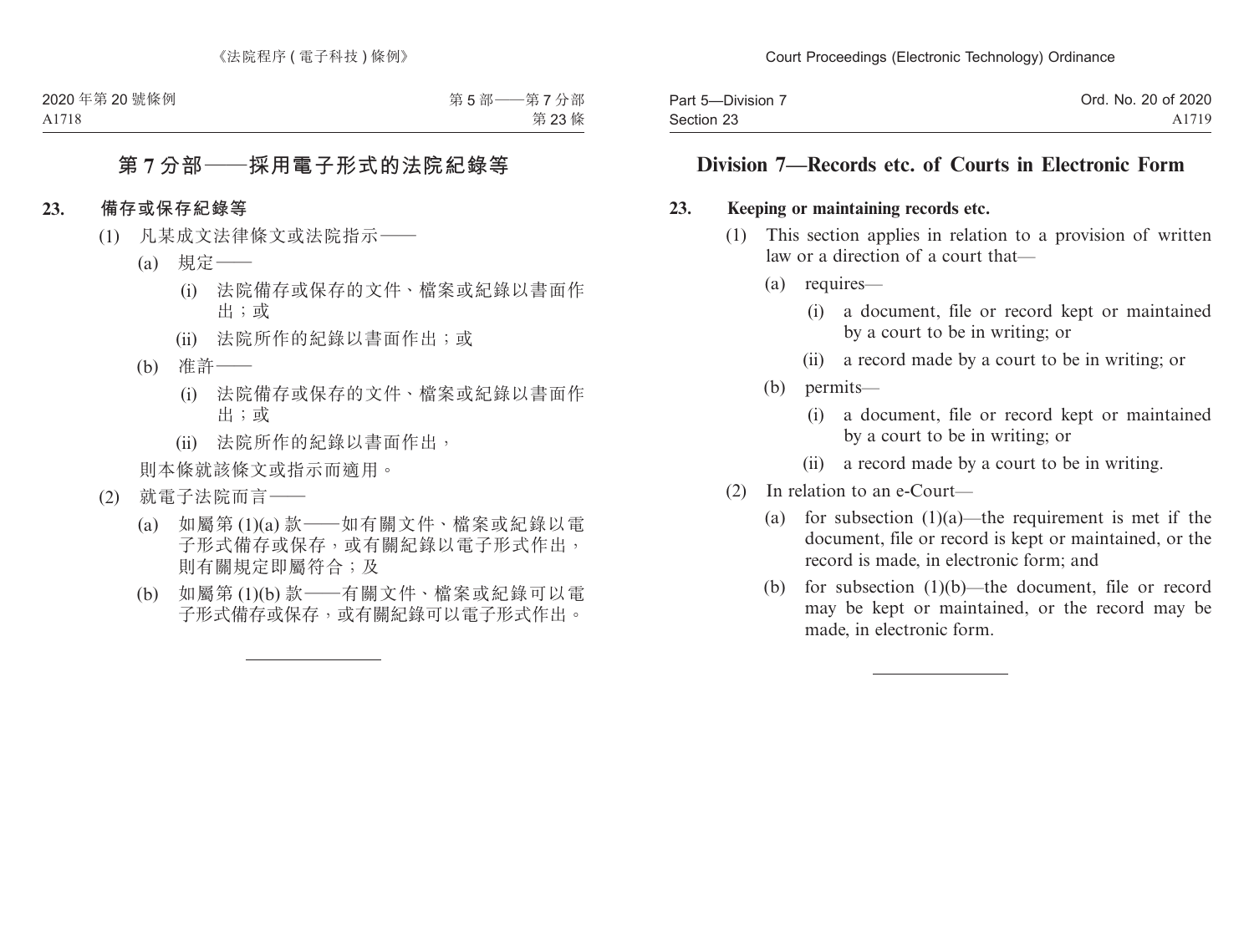# 第 7 分部——採用電子形式的法院紀錄等

**23. 備存或保存紀錄等**

(1) 凡某成文法律條文或法院指示——

(a) 規定——

(i) 法院備存或保存的文件、檔案或紀錄以書面作出；或

(ii) 法院所作的紀錄以書面作出；或

(b) 准許——

(i) 法院備存或保存的文件、檔案或紀錄以書面作出；或

(ii) 法院所作的紀錄以書面作出，

則本條就該條文或指示而適用。

(2) 就電子法院而言——

(a) 如屬第 (1)(a) 款——如有關文件、檔案或紀錄以電子形式備存或保存，或有關紀錄以電子形式作出，則有關規定即屬符合；及

(b) 如屬第 (1)(b) 款——有關文件、檔案或紀錄可以電子形式備存或保存，或有關紀錄可以電子形式作出。

# Division 7—Records etc. of Courts in Electronic Form

**23. Keeping or maintaining records etc.**

(1) This section applies in relation to a provision of written law or a direction of a court that—

(a) requires—

(i) a document, file or record kept or maintained by a court to be in writing; or

(ii) a record made by a court to be in writing; or

(b) permits—

(i) a document, file or record kept or maintained by a court to be in writing; or

(ii) a record made by a court to be in writing.

(2) In relation to an e-Court—

(a) for subsection (1)(a)—the requirement is met if the document, file or record is kept or maintained, or the record is made, in electronic form; and

(b) for subsection (1)(b)—the document, file or record may be kept or maintained, or the record may be made, in electronic form.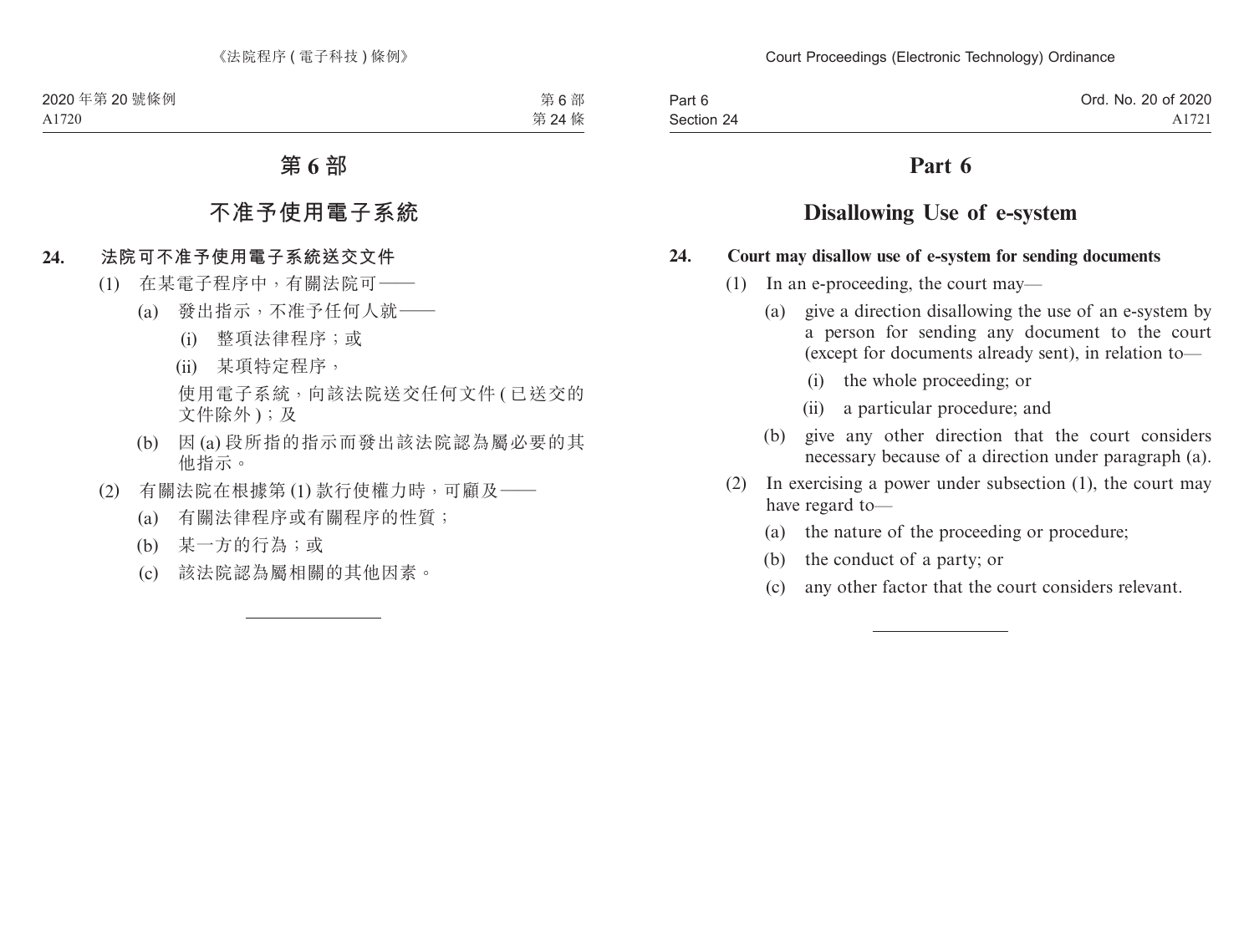# 第 6 部

## 不准予使用電子系統

**24. 法院可不准予使用電子系統送交文件**

(1) 在某電子程序中，有關法院可——

(a) 發出指示，不准予任何人就——

(i) 整項法律程序；或

(ii) 某項特定程序，

使用電子系統，向該法院送交任何文件 (已送交的文件除外)；及

(b) 因 (a) 段所指的指示而發出該法院認為屬必要的其他指示。

(2) 有關法院在根據第 (1) 款行使權力時，可顧及——

(a) 有關法律程序或有關程序的性質；

(b) 某一方的行為；或

(c) 該法院認為屬相關的其他因素。

---

# Part 6

## Disallowing Use of e-system

**24. Court may disallow use of e-system for sending documents**

(1) In an e-proceeding, the court may—

(a) give a direction disallowing the use of an e-system by a person for sending any document to the court (except for documents already sent), in relation to—

(i) the whole proceeding; or

(ii) a particular procedure; and

(b) give any other direction that the court considers necessary because of a direction under paragraph (a).

(2) In exercising a power under subsection (1), the court may have regard to—

(a) the nature of the proceeding or procedure;

(b) the conduct of a party; or

(c) any other factor that the court considers relevant.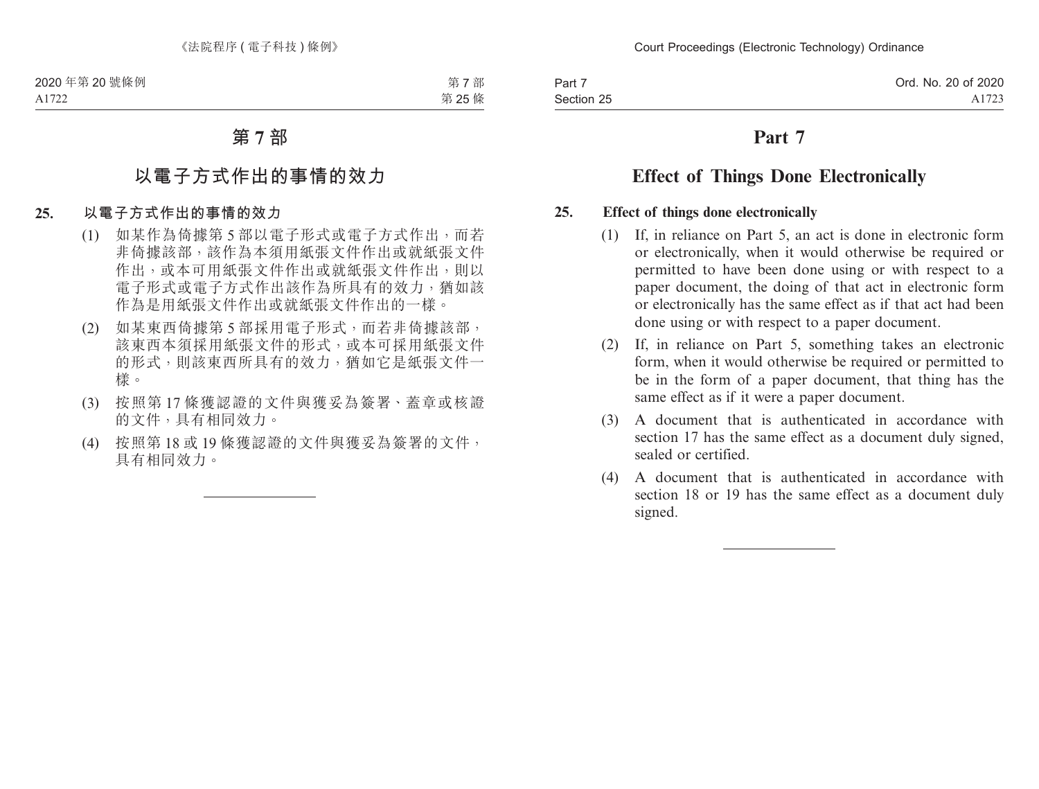# 第 7 部

## 以電子方式作出的事情的效力

**25. 以電子方式作出的事情的效力**

(1) 如某作為倚據第 5 部以電子形式或電子方式作出，而若非倚據該部，該作為本須用紙張文件作出或就紙張文件作出，或本可用紙張文件作出或就紙張文件作出，則以電子形式或電子方式作出該作為所具有的效力，猶如該作為是用紙張文件作出或就紙張文件作出的一樣。

(2) 如某東西倚據第 5 部採用電子形式，而若非倚據該部，該東西本須採用紙張文件的形式，或本可採用紙張文件的形式，則該東西所具有的效力，猶如它是紙張文件一樣。

(3) 按照第 17 條獲認證的文件與獲妥為簽署、蓋章或核證的文件，具有相同效力。

(4) 按照第 18 或 19 條獲認證的文件與獲妥為簽署的文件，具有相同效力。

# Part 7

## Effect of Things Done Electronically

**25. Effect of things done electronically**

(1) If, in reliance on Part 5, an act is done in electronic form or electronically, when it would otherwise be required or permitted to have been done using or with respect to a paper document, the doing of that act in electronic form or electronically has the same effect as if that act had been done using or with respect to a paper document.

(2) If, in reliance on Part 5, something takes an electronic form, when it would otherwise be required or permitted to be in the form of a paper document, that thing has the same effect as if it were a paper document.

(3) A document that is authenticated in accordance with section 17 has the same effect as a document duly signed, sealed or certified.

(4) A document that is authenticated in accordance with section 18 or 19 has the same effect as a document duly signed.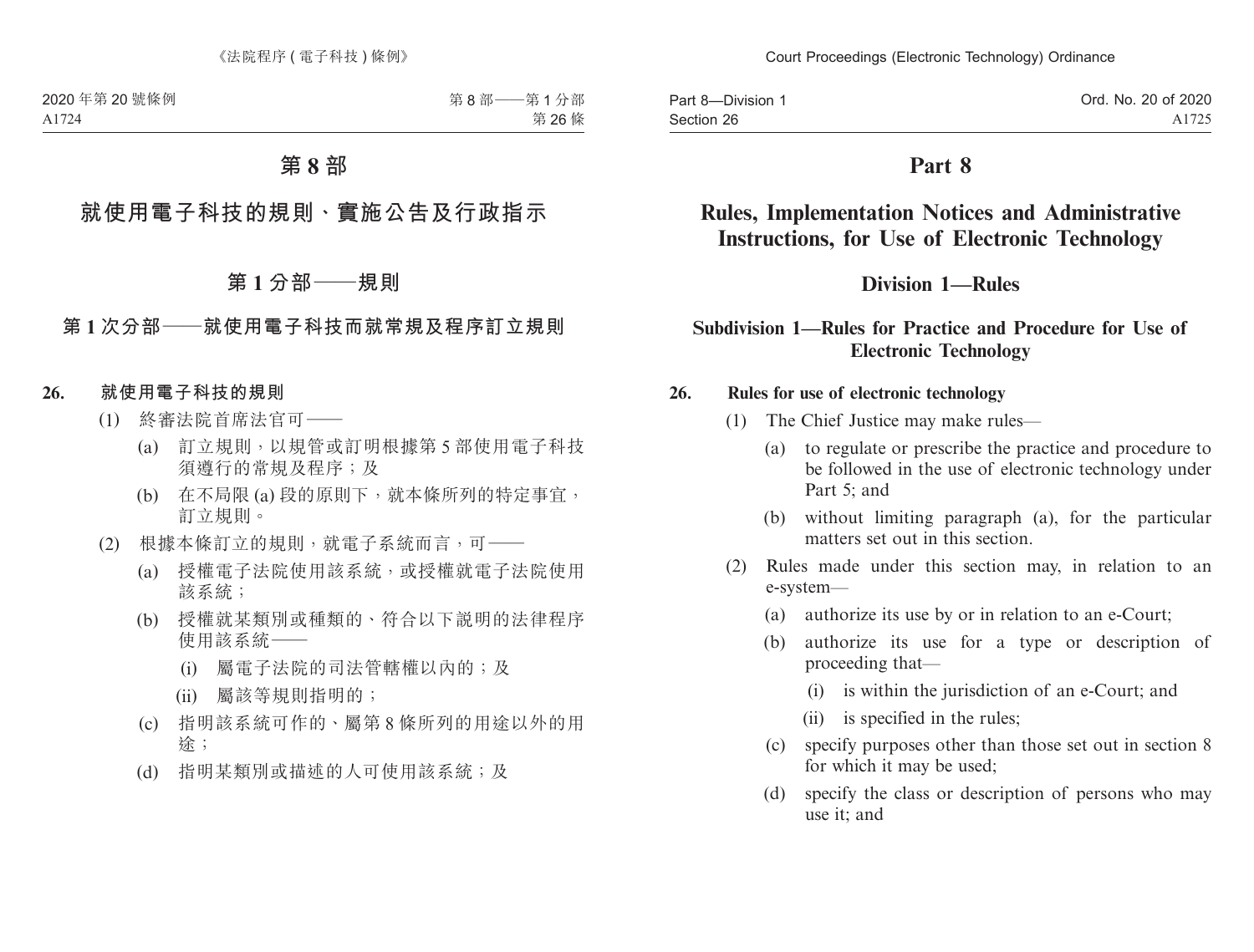# 第 8 部

## 就使用電子科技的規則、實施公告及行政指示

### 第 1 分部——規則

#### 第 1 次分部——就使用電子科技而就常規及程序訂立規則

**26. 就使用電子科技的規則**

(1) 終審法院首席法官可——

(a) 訂立規則，以規管或訂明根據第 5 部使用電子科技須遵行的常規及程序；及

(b) 在不局限 (a) 段的原則下，就本條所列的特定事宜，訂立規則。

(2) 根據本條訂立的規則，就電子系統而言，可——

(a) 授權電子法院使用該系統，或授權就電子法院使用該系統；

(b) 授權就某類別或種類的、符合以下說明的法律程序使用該系統——

(i) 屬電子法院的司法管轄權以內的；及

(ii) 屬該等規則指明的；

(c) 指明該系統可作的、屬第 8 條所列的用途以外的用途；

(d) 指明某類別或描述的人可使用該系統；及

# Part 8

## Rules, Implementation Notices and Administrative Instructions, for Use of Electronic Technology

### Division 1—Rules

#### Subdivision 1—Rules for Practice and Procedure for Use of Electronic Technology

**26. Rules for use of electronic technology**

(1) The Chief Justice may make rules—

(a) to regulate or prescribe the practice and procedure to be followed in the use of electronic technology under Part 5; and

(b) without limiting paragraph (a), for the particular matters set out in this section.

(2) Rules made under this section may, in relation to an e-system—

(a) authorize its use by or in relation to an e-Court;

(b) authorize its use for a type or description of proceeding that—

(i) is within the jurisdiction of an e-Court; and

(ii) is specified in the rules;

(c) specify purposes other than those set out in section 8 for which it may be used;

(d) specify the class or description of persons who may use it; and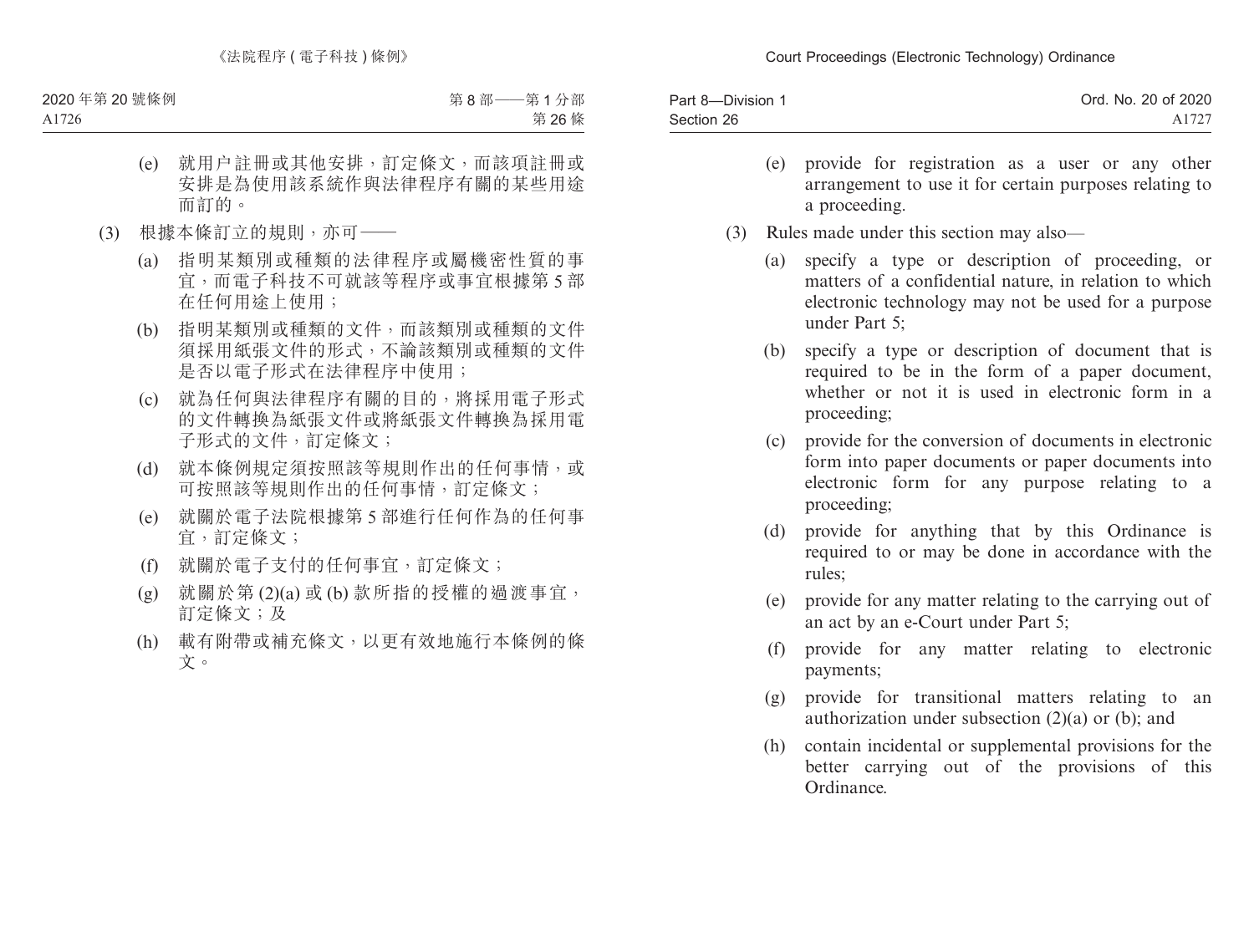(e) 就用户註冊或其他安排，訂定條文，而該項註冊或安排是為使用該系統作與法律程序有關的某些用途而訂的。

(3) 根據本條訂立的規則，亦可——

(a) 指明某類別或種類的法律程序或屬機密性質的事宜，而電子科技不可就該等程序或事宜根據第 5 部在任何用途上使用；

(b) 指明某類別或種類的文件，而該類別或種類的文件須採用紙張文件的形式，不論該類別或種類的文件是否以電子形式在法律程序中使用；

(c) 就為任何與法律程序有關的目的，將採用電子形式的文件轉換為紙張文件或將紙張文件轉換為採用電子形式的文件，訂定條文；

(d) 就本條例規定須按照該等規則作出的任何事情，或可按照該等規則作出的任何事情，訂定條文；

(e) 就關於電子法院根據第 5 部進行任何作為的任何事宜，訂定條文；

(f) 就關於電子支付的任何事宜，訂定條文；

(g) 就關於第 (2)(a) 或 (b) 款所指的授權的過渡事宜，訂定條文；及

(h) 載有附帶或補充條文，以更有效地施行本條例的條文。

(e) provide for registration as a user or any other arrangement to use it for certain purposes relating to a proceeding.

(3) Rules made under this section may also—

(a) specify a type or description of proceeding, or matters of a confidential nature, in relation to which electronic technology may not be used for a purpose under Part 5;

(b) specify a type or description of document that is required to be in the form of a paper document, whether or not it is used in electronic form in a proceeding;

(c) provide for the conversion of documents in electronic form into paper documents or paper documents into electronic form for any purpose relating to a proceeding;

(d) provide for anything that by this Ordinance is required to or may be done in accordance with the rules;

(e) provide for any matter relating to the carrying out of an act by an e-Court under Part 5;

(f) provide for any matter relating to electronic payments;

(g) provide for transitional matters relating to an authorization under subsection (2)(a) or (b); and

(h) contain incidental or supplemental provisions for the better carrying out of the provisions of this Ordinance.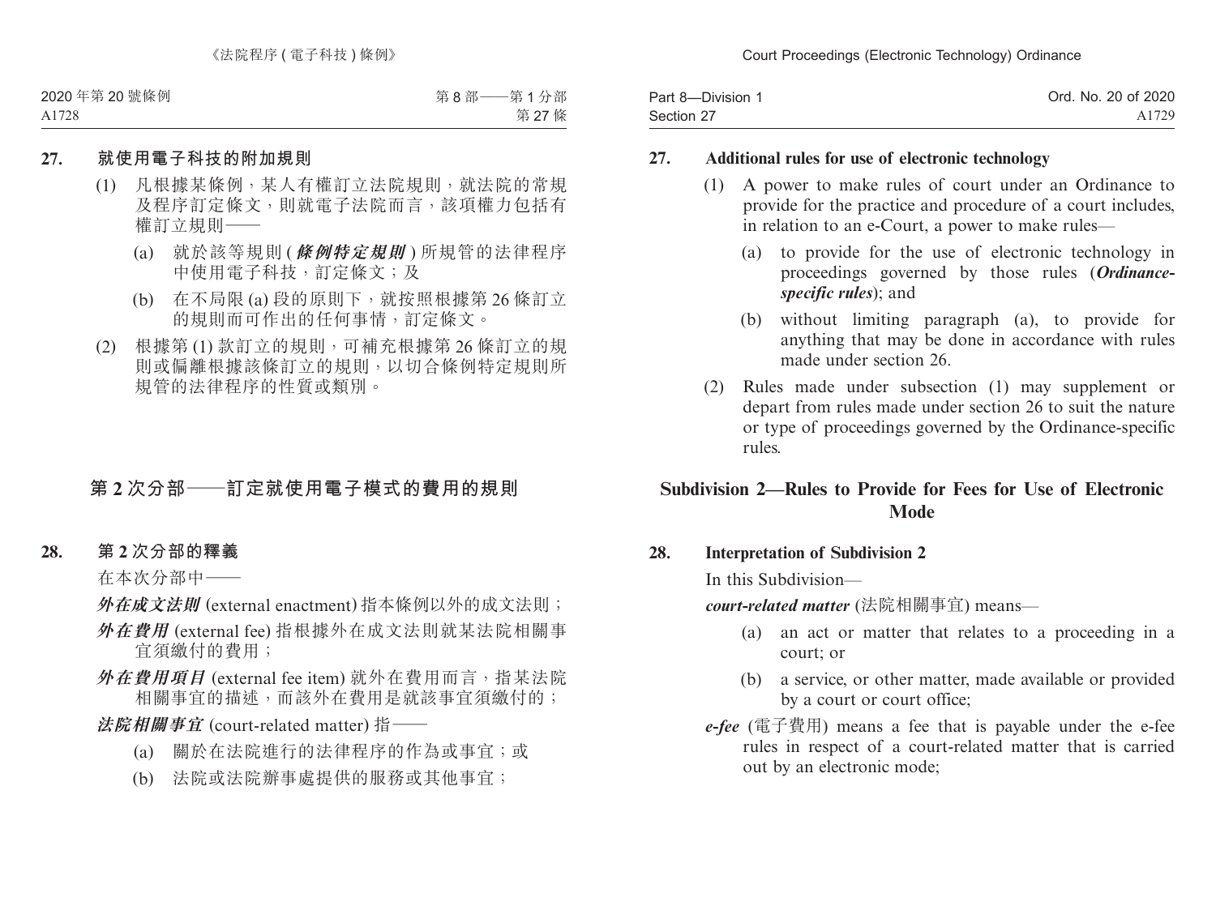**27. 就使用電子科技的附加規則**

(1) 凡根據某條例，某人有權訂立法院規則，就法院的常規及程序訂定條文，則就電子法院而言，該項權力包括有權訂立規則——

(a) 就於該等規則 (***條例特定規則***) 所規管的法律程序中使用電子科技，訂定條文；及

(b) 在不局限 (a) 段的原則下，就按照根據第 26 條訂立的規則而可作出的任何事情，訂定條文。

(2) 根據第 (1) 款訂立的規則，可補充根據第 26 條訂立的規則或偏離根據該條訂立的規則，以切合條例特定規則所規管的法律程序的性質或類別。

## 第 2 次分部——訂定就使用電子模式的費用的規則

**28. 第 2 次分部的釋義**

在本次分部中——

***外在成文法則*** (external enactment) 指本條例以外的成文法則；

***外在費用*** (external fee) 指根據外在成文法則就某法院相關事宜須繳付的費用；

***外在費用項目*** (external fee item) 就外在費用而言，指某法院相關事宜的描述，而該外在費用是就該事宜須繳付的；

***法院相關事宜*** (court-related matter) 指——

(a) 關於在法院進行的法律程序的作為或事宜；或

(b) 法院或法院辦事處提供的服務或其他事宜；

**27. Additional rules for use of electronic technology**

(1) A power to make rules of court under an Ordinance to provide for the practice and procedure of a court includes, in relation to an e-Court, a power to make rules—

(a) to provide for the use of electronic technology in proceedings governed by those rules (***Ordinance-specific rules***); and

(b) without limiting paragraph (a), to provide for anything that may be done in accordance with rules made under section 26.

(2) Rules made under subsection (1) may supplement or depart from rules made under section 26 to suit the nature or type of proceedings governed by the Ordinance-specific rules.

## Subdivision 2—Rules to Provide for Fees for Use of Electronic Mode

**28. Interpretation of Subdivision 2**

In this Subdivision—

***court-related matter*** (法院相關事宜) means—

(a) an act or matter that relates to a proceeding in a court; or

(b) a service, or other matter, made available or provided by a court or court office;

***e-fee*** (電子費用) means a fee that is payable under the e-fee rules in respect of a court-related matter that is carried out by an electronic mode;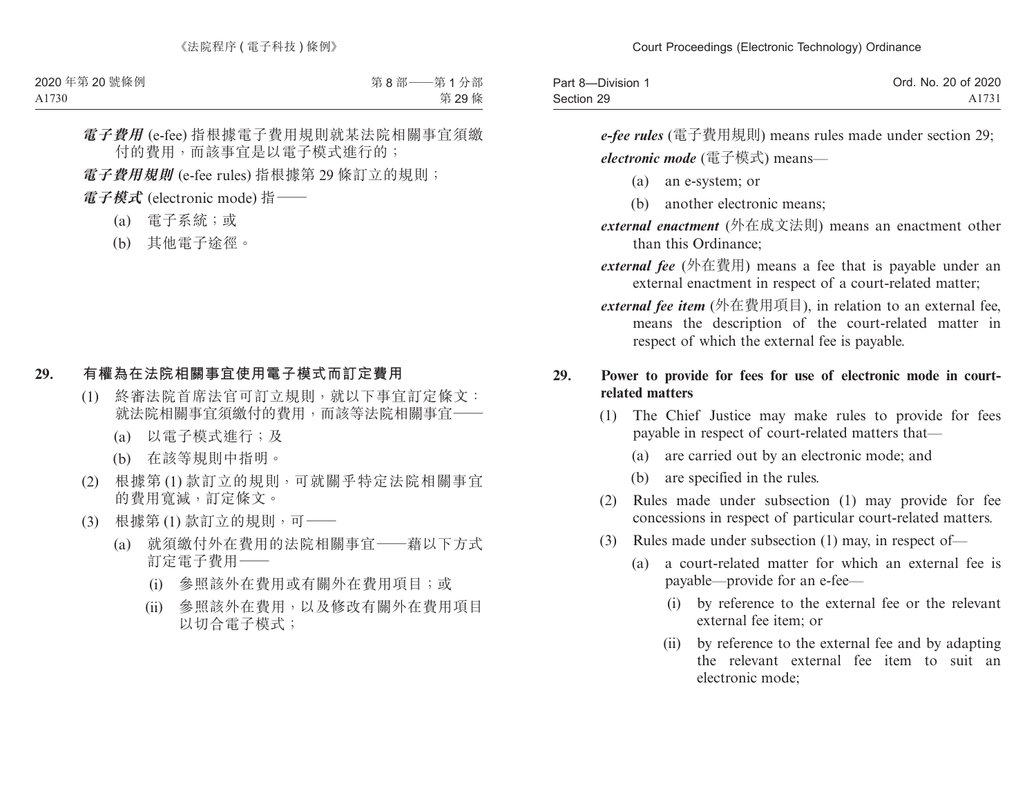***電子費用*** (e-fee) 指根據電子費用規則就某法院相關事宜須繳付的費用，而該事宜是以電子模式進行的；

***電子費用規則*** (e-fee rules) 指根據第 29 條訂立的規則；

***電子模式*** (electronic mode) 指——

(a) 電子系統；或

(b) 其他電子途徑。

## 29. 有權為在法院相關事宜使用電子模式而訂定費用

(1) 終審法院首席法官可訂立規則，就以下事宜訂定條文：就法院相關事宜須繳付的費用，而該等法院相關事宜——

(a) 以電子模式進行；及

(b) 在該等規則中指明。

(2) 根據第 (1) 款訂立的規則，可就關乎特定法院相關事宜的費用寬減，訂定條文。

(3) 根據第 (1) 款訂立的規則，可——

(a) 就須繳付外在費用的法院相關事宜——藉以下方式訂定電子費用——

(i) 參照該外在費用或有關外在費用項目；或

(ii) 參照該外在費用，以及修改有關外在費用項目以切合電子模式；

***e-fee rules*** (電子費用規則) means rules made under section 29;

***electronic mode*** (電子模式) means—

(a) an e-system; or

(b) another electronic means;

***external enactment*** (外在成文法則) means an enactment other than this Ordinance;

***external fee*** (外在費用) means a fee that is payable under an external enactment in respect of a court-related matter;

***external fee item*** (外在費用項目), in relation to an external fee, means the description of the court-related matter in respect of which the external fee is payable.

## 29. Power to provide for fees for use of electronic mode in court-related matters

(1) The Chief Justice may make rules to provide for fees payable in respect of court-related matters that—

(a) are carried out by an electronic mode; and

(b) are specified in the rules.

(2) Rules made under subsection (1) may provide for fee concessions in respect of particular court-related matters.

(3) Rules made under subsection (1) may, in respect of—

(a) a court-related matter for which an external fee is payable—provide for an e-fee—

(i) by reference to the external fee or the relevant external fee item; or

(ii) by reference to the external fee and by adapting the relevant external fee item to suit an electronic mode;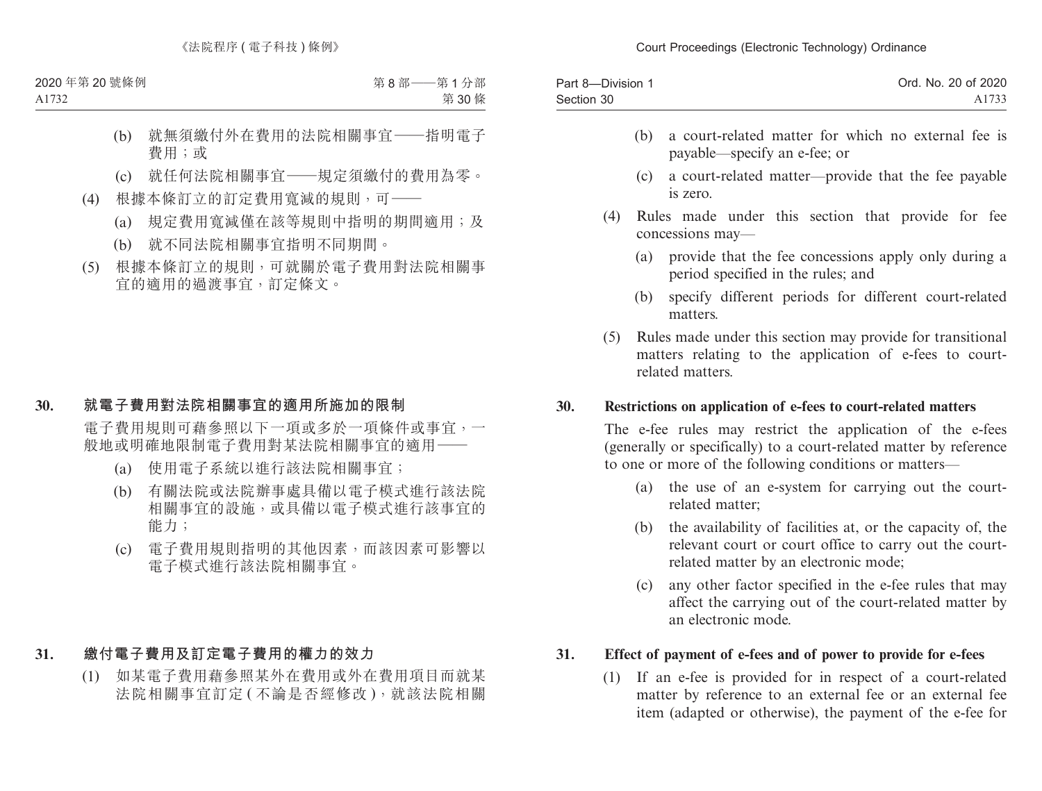(b) 就無須繳付外在費用的法院相關事宜——指明電子費用；或

(c) 就任何法院相關事宜——規定須繳付的費用為零。

(4) 根據本條訂立的訂定費用寬減的規則，可——

(a) 規定費用寬減僅在該等規則中指明的期間適用；及

(b) 就不同法院相關事宜指明不同期間。

(5) 根據本條訂立的規則，可就關於電子費用對法院相關事宜的適用的過渡事宜，訂定條文。

**30. 就電子費用對法院相關事宜的適用所施加的限制**

電子費用規則可藉參照以下一項或多於一項條件或事宜，一般地或明確地限制電子費用對某法院相關事宜的適用——

(a) 使用電子系統以進行該法院相關事宜；

(b) 有關法院或法院辦事處具備以電子模式進行該法院相關事宜的設施，或具備以電子模式進行該事宜的能力；

(c) 電子費用規則指明的其他因素，而該因素可影響以電子模式進行該法院相關事宜。

**31. 繳付電子費用及訂定電子費用的權力的效力**

(1) 如某電子費用藉參照某外在費用或外在費用項目而就某法院相關事宜訂定(不論是否經修改)，就該法院相關

(b) a court-related matter for which no external fee is payable—specify an e-fee; or

(c) a court-related matter—provide that the fee payable is zero.

(4) Rules made under this section that provide for fee concessions may—

(a) provide that the fee concessions apply only during a period specified in the rules; and

(b) specify different periods for different court-related matters.

(5) Rules made under this section may provide for transitional matters relating to the application of e-fees to court-related matters.

**30. Restrictions on application of e-fees to court-related matters**

The e-fee rules may restrict the application of the e-fees (generally or specifically) to a court-related matter by reference to one or more of the following conditions or matters—

(a) the use of an e-system for carrying out the court-related matter;

(b) the availability of facilities at, or the capacity of, the relevant court or court office to carry out the court-related matter by an electronic mode;

(c) any other factor specified in the e-fee rules that may affect the carrying out of the court-related matter by an electronic mode.

**31. Effect of payment of e-fees and of power to provide for e-fees**

(1) If an e-fee is provided for in respect of a court-related matter by reference to an external fee or an external fee item (adapted or otherwise), the payment of the e-fee for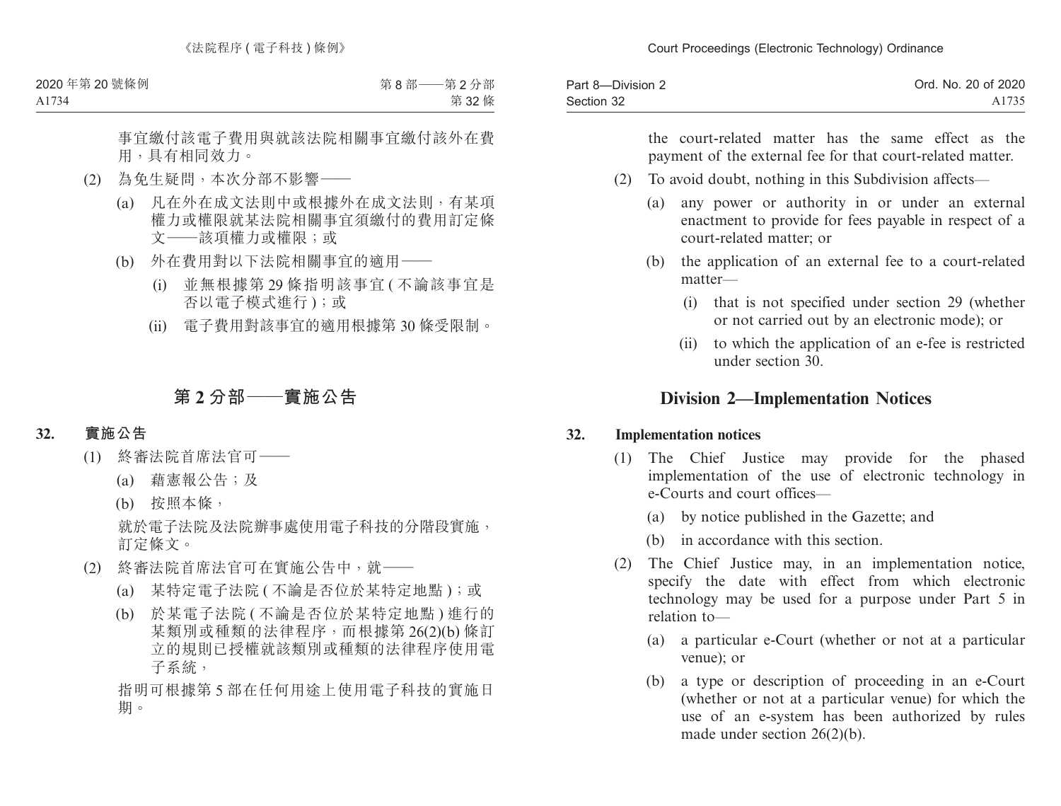事宜繳付該電子費用與就該法院相關事宜繳付該外在費用，具有相同效力。

(2) 為免生疑問，本次分部不影響——

(a) 凡在外在成文法則中或根據外在成文法則，有某項權力或權限就某法院相關事宜須繳付的費用訂定條文——該項權力或權限；或

(b) 外在費用對以下法院相關事宜的適用——

(i) 並無根據第 29 條指明該事宜 ( 不論該事宜是否以電子模式進行 )；或

(ii) 電子費用對該事宜的適用根據第 30 條受限制。

## 第 2 分部——實施公告

### 32. 實施公告

(1) 終審法院首席法官可——

(a) 藉憲報公告；及

(b) 按照本條，

就於電子法院及法院辦事處使用電子科技的分階段實施，訂定條文。

(2) 終審法院首席法官可在實施公告中，就——

(a) 某特定電子法院 ( 不論是否位於某特定地點 )；或

(b) 於某電子法院 ( 不論是否位於某特定地點 ) 進行的某類別或種類的法律程序，而根據第 26(2)(b) 條訂立的規則已授權就該類別或種類的法律程序使用電子系統，

指明可根據第 5 部在任何用途上使用電子科技的實施日期。

the court-related matter has the same effect as the payment of the external fee for that court-related matter.

(2) To avoid doubt, nothing in this Subdivision affects—

(a) any power or authority in or under an external enactment to provide for fees payable in respect of a court-related matter; or

(b) the application of an external fee to a court-related matter—

(i) that is not specified under section 29 (whether or not carried out by an electronic mode); or

(ii) to which the application of an e-fee is restricted under section 30.

## Division 2—Implementation Notices

### 32. Implementation notices

(1) The Chief Justice may provide for the phased implementation of the use of electronic technology in e-Courts and court offices—

(a) by notice published in the Gazette; and

(b) in accordance with this section.

(2) The Chief Justice may, in an implementation notice, specify the date with effect from which electronic technology may be used for a purpose under Part 5 in relation to—

(a) a particular e-Court (whether or not at a particular venue); or

(b) a type or description of proceeding in an e-Court (whether or not at a particular venue) for which the use of an e-system has been authorized by rules made under section 26(2)(b).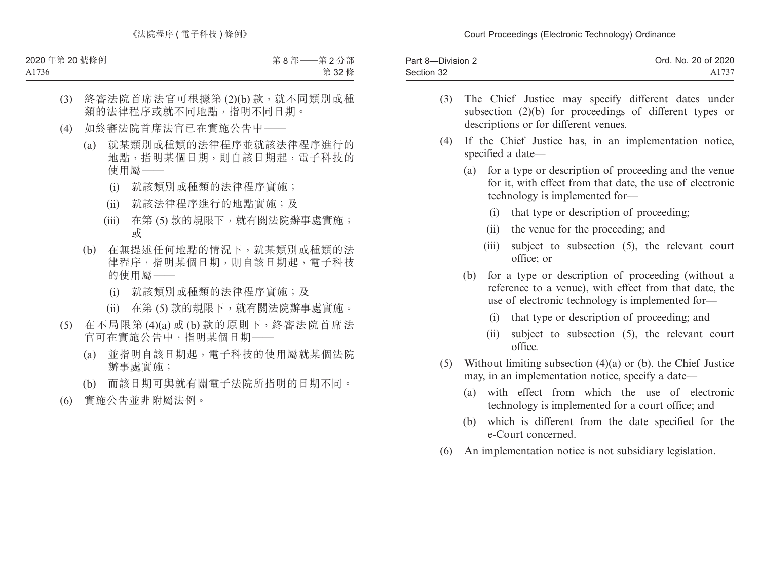(3) 終審法院首席法官可根據第 (2)(b) 款，就不同類別或種類的法律程序或就不同地點，指明不同日期。

(4) 如終審法院首席法官已在實施公告中——

(a) 就某類別或種類的法律程序並就該法律程序進行的地點，指明某個日期，則自該日期起，電子科技的使用屬——

(i) 就該類別或種類的法律程序實施；

(ii) 就該法律程序進行的地點實施；及

(iii) 在第 (5) 款的規限下，就有關法院辦事處實施；或

(b) 在無提述任何地點的情況下，就某類別或種類的法律程序，指明某個日期，則自該日期起，電子科技的使用屬——

(i) 就該類別或種類的法律程序實施；及

(ii) 在第 (5) 款的規限下，就有關法院辦事處實施。

(5) 在不局限第 (4)(a) 或 (b) 款的原則下，終審法院首席法官可在實施公告中，指明某個日期——

(a) 並指明自該日期起，電子科技的使用屬就某個法院辦事處實施；

(b) 而該日期可與就有關電子法院所指明的日期不同。

(6) 實施公告並非附屬法例。

(3) The Chief Justice may specify different dates under subsection (2)(b) for proceedings of different types or descriptions or for different venues.

(4) If the Chief Justice has, in an implementation notice, specified a date—

(a) for a type or description of proceeding and the venue for it, with effect from that date, the use of electronic technology is implemented for—

(i) that type or description of proceeding;

(ii) the venue for the proceeding; and

(iii) subject to subsection (5), the relevant court office; or

(b) for a type or description of proceeding (without a reference to a venue), with effect from that date, the use of electronic technology is implemented for—

(i) that type or description of proceeding; and

(ii) subject to subsection (5), the relevant court office.

(5) Without limiting subsection (4)(a) or (b), the Chief Justice may, in an implementation notice, specify a date—

(a) with effect from which the use of electronic technology is implemented for a court office; and

(b) which is different from the date specified for the e-Court concerned.

(6) An implementation notice is not subsidiary legislation.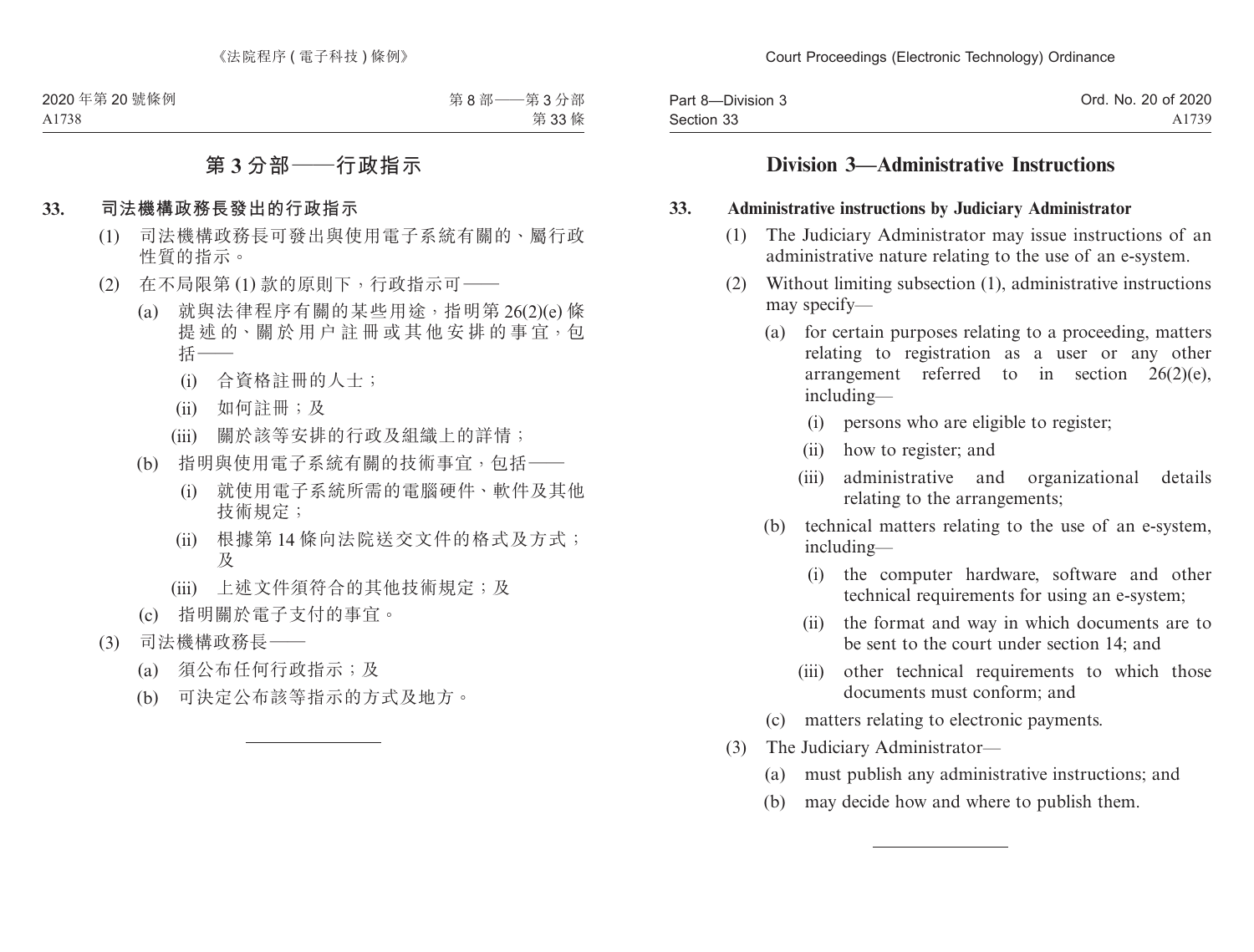# 第 3 分部——行政指示

**33. 司法機構政務長發出的行政指示**

(1) 司法機構政務長可發出與使用電子系統有關的、屬行政性質的指示。

(2) 在不局限第 (1) 款的原則下，行政指示可——

(a) 就與法律程序有關的某些用途，指明第 26(2)(e) 條提述的、關於用户註冊或其他安排的事宜，包括——

(i) 合資格註冊的人士；

(ii) 如何註冊；及

(iii) 關於該等安排的行政及組織上的詳情；

(b) 指明與使用電子系統有關的技術事宜，包括——

(i) 就使用電子系統所需的電腦硬件、軟件及其他技術規定；

(ii) 根據第 14 條向法院送交文件的格式及方式；及

(iii) 上述文件須符合的其他技術規定；及

(c) 指明關於電子支付的事宜。

(3) 司法機構政務長——

(a) 須公布任何行政指示；及

(b) 可決定公布該等指示的方式及地方。

# Division 3—Administrative Instructions

**33. Administrative instructions by Judiciary Administrator**

(1) The Judiciary Administrator may issue instructions of an administrative nature relating to the use of an e-system.

(2) Without limiting subsection (1), administrative instructions may specify—

(a) for certain purposes relating to a proceeding, matters relating to registration as a user or any other arrangement referred to in section 26(2)(e), including—

(i) persons who are eligible to register;

(ii) how to register; and

(iii) administrative and organizational details relating to the arrangements;

(b) technical matters relating to the use of an e-system, including—

(i) the computer hardware, software and other technical requirements for using an e-system;

(ii) the format and way in which documents are to be sent to the court under section 14; and

(iii) other technical requirements to which those documents must conform; and

(c) matters relating to electronic payments.

(3) The Judiciary Administrator—

(a) must publish any administrative instructions; and

(b) may decide how and where to publish them.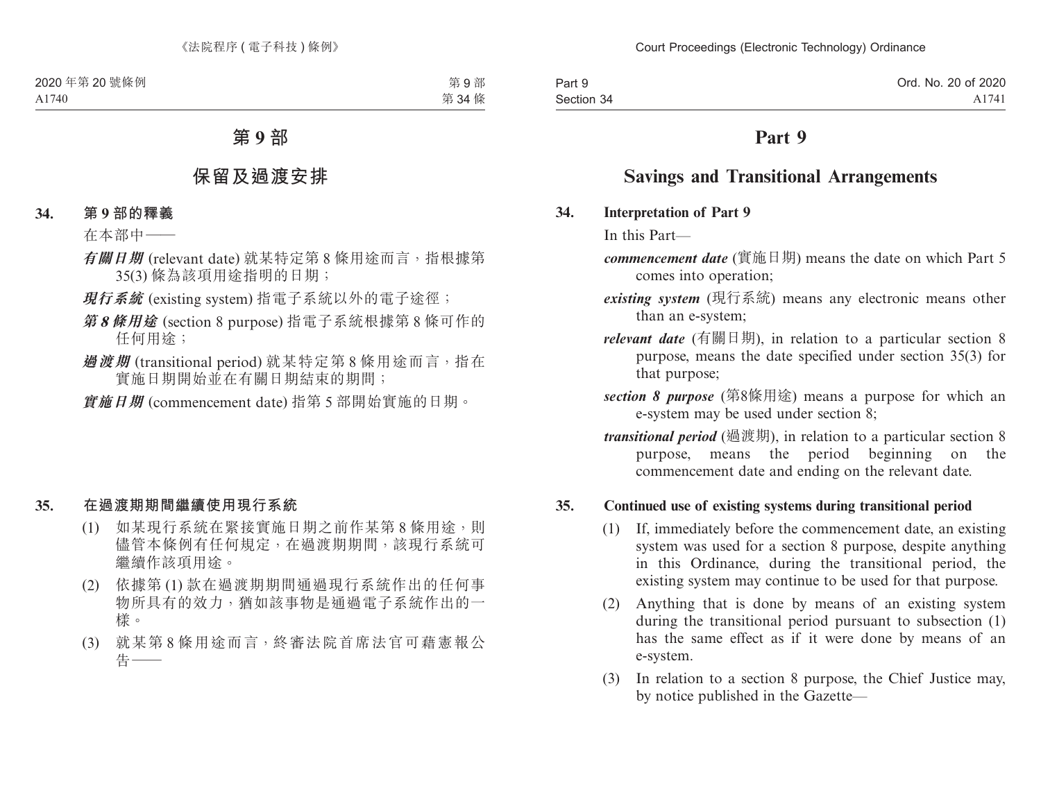# 第 9 部

## 保留及過渡安排

### 34. 第 9 部的釋義

在本部中——

***有關日期*** (relevant date) 就某特定第 8 條用途而言，指根據第 35(3) 條為該項用途指明的日期；

***現行系統*** (existing system) 指電子系統以外的電子途徑；

***第 8 條用途*** (section 8 purpose) 指電子系統根據第 8 條可作的任何用途；

***過渡期*** (transitional period) 就某特定第 8 條用途而言，指在實施日期開始並在有關日期結束的期間；

***實施日期*** (commencement date) 指第 5 部開始實施的日期。

### 35. 在過渡期期間繼續使用現行系統

(1) 如某現行系統在緊接實施日期之前作某第 8 條用途，則儘管本條例有任何規定，在過渡期期間，該現行系統可繼續作該項用途。

(2) 依據第 (1) 款在過渡期期間通過現行系統作出的任何事物所具有的效力，猶如該事物是通過電子系統作出的一樣。

(3) 就某第 8 條用途而言，終審法院首席法官可藉憲報公告——

# Part 9

## Savings and Transitional Arrangements

### 34. Interpretation of Part 9

In this Part—

***commencement date*** (實施日期) means the date on which Part 5 comes into operation;

***existing system*** (現行系統) means any electronic means other than an e-system;

***relevant date*** (有關日期), in relation to a particular section 8 purpose, means the date specified under section 35(3) for that purpose;

***section 8 purpose*** (第8條用途) means a purpose for which an e-system may be used under section 8;

***transitional period*** (過渡期), in relation to a particular section 8 purpose, means the period beginning on the commencement date and ending on the relevant date.

### 35. Continued use of existing systems during transitional period

(1) If, immediately before the commencement date, an existing system was used for a section 8 purpose, despite anything in this Ordinance, during the transitional period, the existing system may continue to be used for that purpose.

(2) Anything that is done by means of an existing system during the transitional period pursuant to subsection (1) has the same effect as if it were done by means of an e-system.

(3) In relation to a section 8 purpose, the Chief Justice may, by notice published in the Gazette—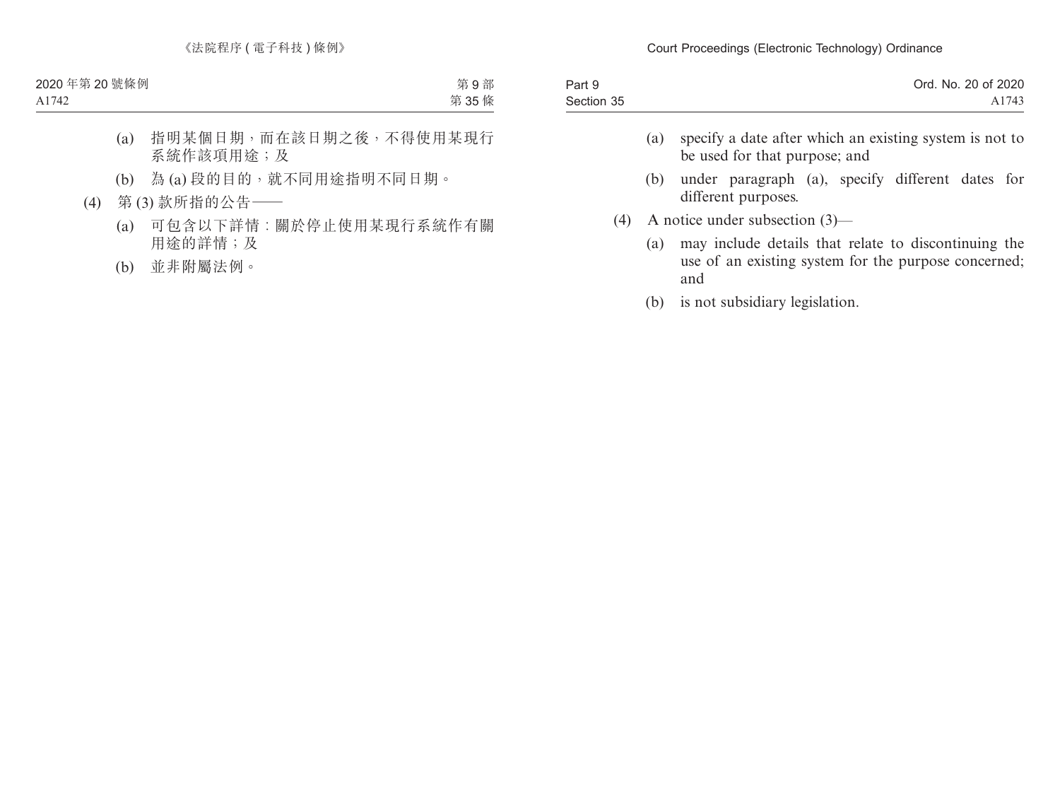(a) 指明某個日期，而在該日期之後，不得使用某現行系統作該項用途；及

(b) 為 (a) 段的目的，就不同用途指明不同日期。

(4) 第 (3) 款所指的公告——

(a) 可包含以下詳情：關於停止使用某現行系統作有關用途的詳情；及

(b) 並非附屬法例。

(a) specify a date after which an existing system is not to be used for that purpose; and

(b) under paragraph (a), specify different dates for different purposes.

(4) A notice under subsection (3)—

(a) may include details that relate to discontinuing the use of an existing system for the purpose concerned; and

(b) is not subsidiary legislation.